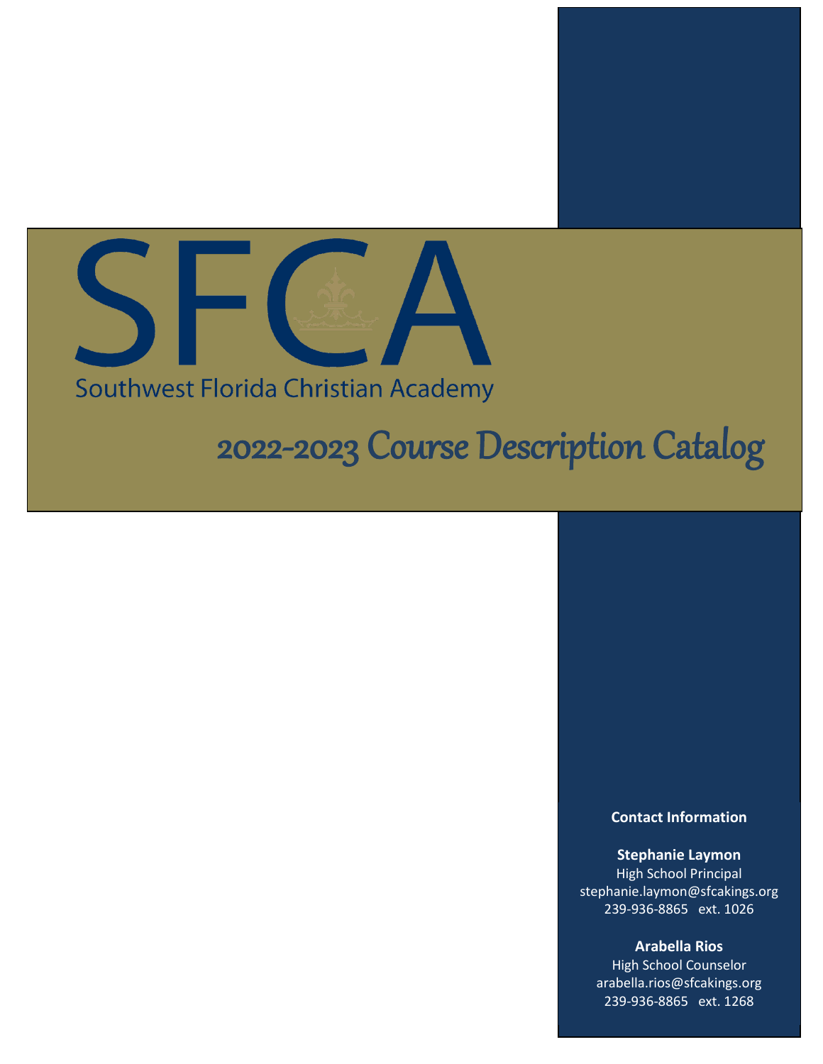# SFCA

Southwest Florida Christian Academy

## 2022-2023 Course Description Catalog

**Contact Information**

**Stephanie Laymon**
High School Principal
stephanie.laymon@sfcakings.org
239-936-8865 ext. 1026

**Arabella Rios**
High School Counselor
arabella.rios@sfcakings.org
239-936-8865 ext. 1268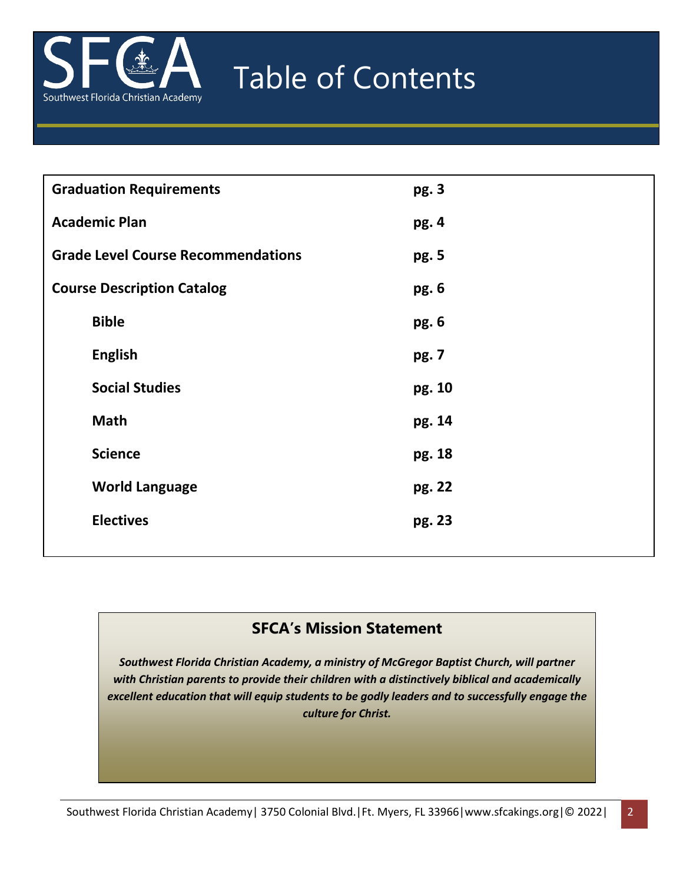# Table of Contents

| Section | Page |
| --- | --- |
| **Graduation Requirements** | **pg. 3** |
| **Academic Plan** | **pg. 4** |
| **Grade Level Course Recommendations** | **pg. 5** |
| **Course Description Catalog** | **pg. 6** |
| **Bible** | **pg. 6** |
| **English** | **pg. 7** |
| **Social Studies** | **pg. 10** |
| **Math** | **pg. 14** |
| **Science** | **pg. 18** |
| **World Language** | **pg. 22** |
| **Electives** | **pg. 23** |

## SFCA's Mission Statement

***Southwest Florida Christian Academy, a ministry of McGregor Baptist Church, will partner with Christian parents to provide their children with a distinctively biblical and academically excellent education that will equip students to be godly leaders and to successfully engage the culture for Christ.***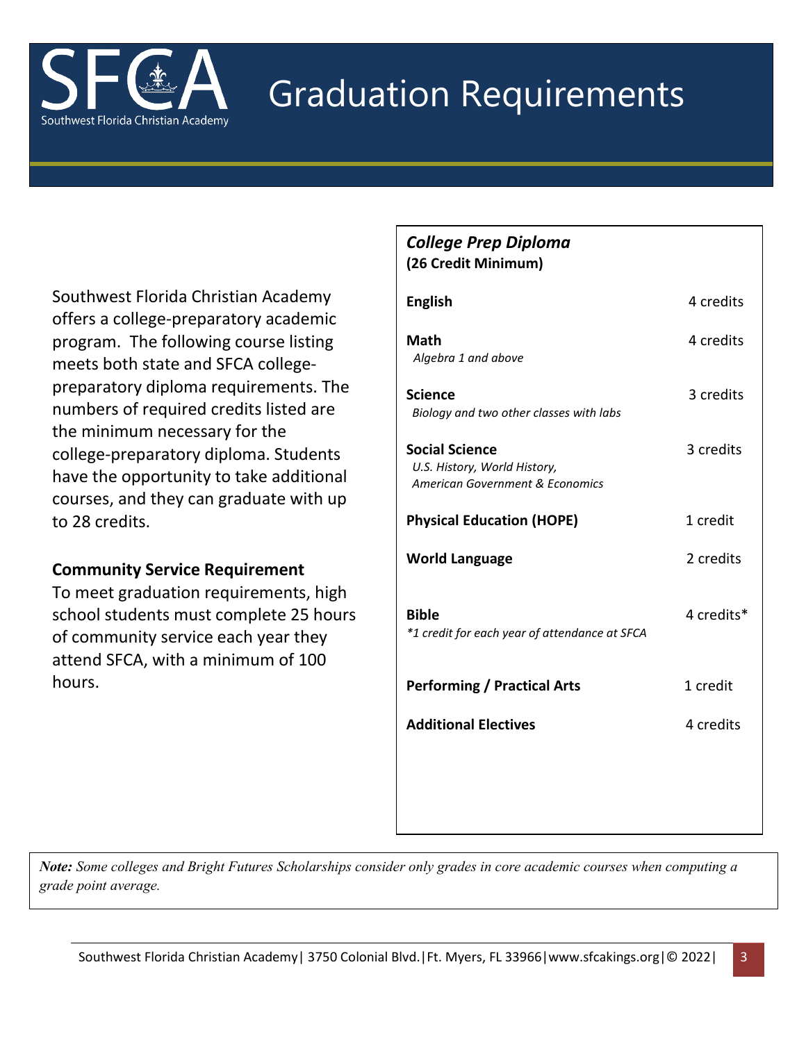# Graduation Requirements

Southwest Florida Christian Academy offers a college-preparatory academic program. The following course listing meets both state and SFCA college-preparatory diploma requirements. The numbers of required credits listed are the minimum necessary for the college-preparatory diploma. Students have the opportunity to take additional courses, and they can graduate with up to 28 credits.

**Community Service Requirement**

To meet graduation requirements, high school students must complete 25 hours of community service each year they attend SFCA, with a minimum of 100 hours.

***College Prep Diploma***
**(26 Credit Minimum)**

| Subject | Credits |
| --- | --- |
| **English** | 4 credits |
| **Math**<br>*Algebra 1 and above* | 4 credits |
| **Science**<br>*Biology and two other classes with labs* | 3 credits |
| **Social Science**<br>*U.S. History, World History, American Government & Economics* | 3 credits |
| **Physical Education (HOPE)** | 1 credit |
| **World Language** | 2 credits |
| **Bible**<br>*\*1 credit for each year of attendance at SFCA* | 4 credits* |
| **Performing / Practical Arts** | 1 credit |
| **Additional Electives** | 4 credits |

***Note:*** *Some colleges and Bright Futures Scholarships consider only grades in core academic courses when computing a grade point average.*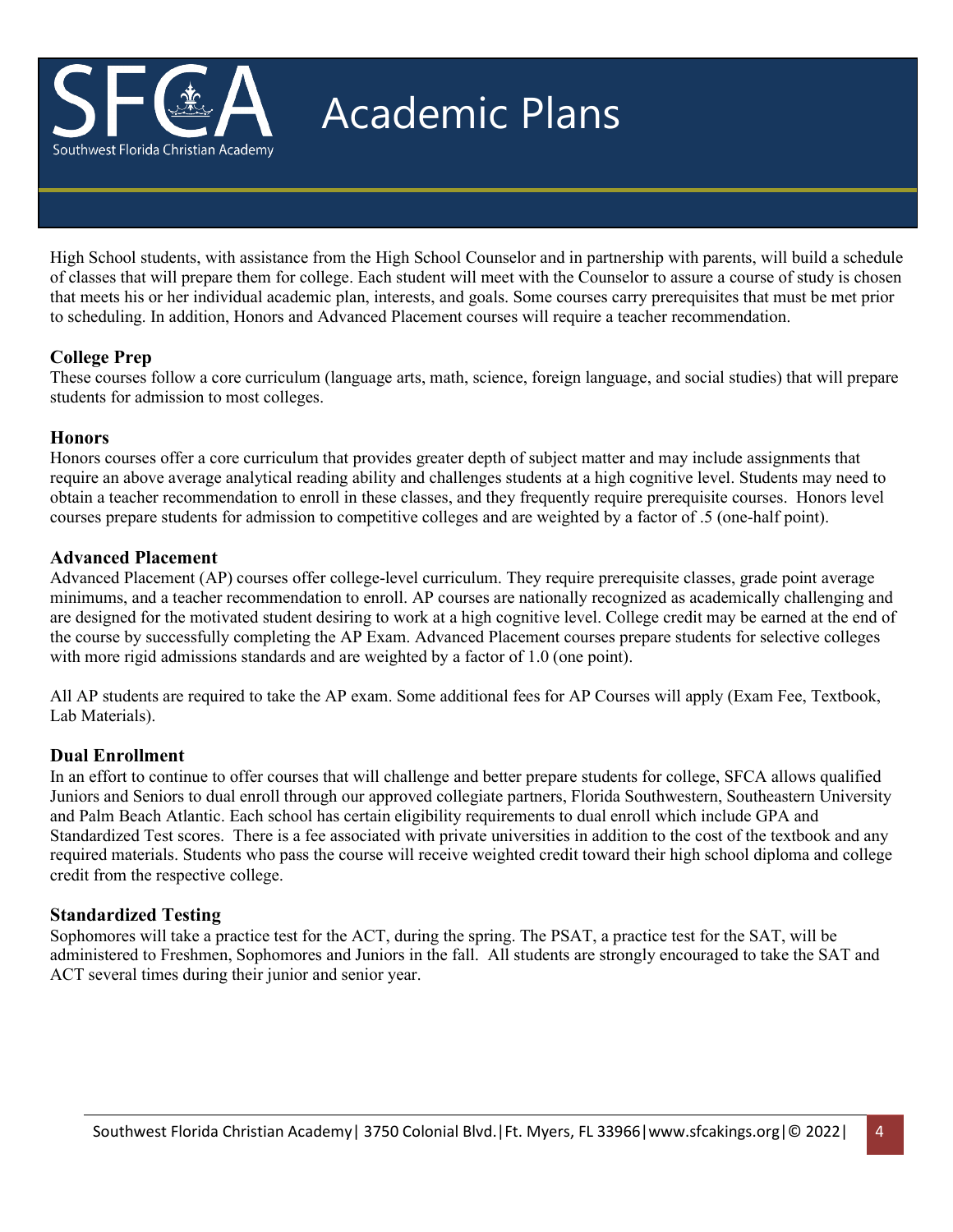# Academic Plans

High School students, with assistance from the High School Counselor and in partnership with parents, will build a schedule of classes that will prepare them for college. Each student will meet with the Counselor to assure a course of study is chosen that meets his or her individual academic plan, interests, and goals. Some courses carry prerequisites that must be met prior to scheduling. In addition, Honors and Advanced Placement courses will require a teacher recommendation.

## College Prep

These courses follow a core curriculum (language arts, math, science, foreign language, and social studies) that will prepare students for admission to most colleges.

## Honors

Honors courses offer a core curriculum that provides greater depth of subject matter and may include assignments that require an above average analytical reading ability and challenges students at a high cognitive level. Students may need to obtain a teacher recommendation to enroll in these classes, and they frequently require prerequisite courses. Honors level courses prepare students for admission to competitive colleges and are weighted by a factor of .5 (one-half point).

## Advanced Placement

Advanced Placement (AP) courses offer college-level curriculum. They require prerequisite classes, grade point average minimums, and a teacher recommendation to enroll. AP courses are nationally recognized as academically challenging and are designed for the motivated student desiring to work at a high cognitive level. College credit may be earned at the end of the course by successfully completing the AP Exam. Advanced Placement courses prepare students for selective colleges with more rigid admissions standards and are weighted by a factor of 1.0 (one point).

All AP students are required to take the AP exam. Some additional fees for AP Courses will apply (Exam Fee, Textbook, Lab Materials).

## Dual Enrollment

In an effort to continue to offer courses that will challenge and better prepare students for college, SFCA allows qualified Juniors and Seniors to dual enroll through our approved collegiate partners, Florida Southwestern, Southeastern University and Palm Beach Atlantic. Each school has certain eligibility requirements to dual enroll which include GPA and Standardized Test scores. There is a fee associated with private universities in addition to the cost of the textbook and any required materials. Students who pass the course will receive weighted credit toward their high school diploma and college credit from the respective college.

## Standardized Testing

Sophomores will take a practice test for the ACT, during the spring. The PSAT, a practice test for the SAT, will be administered to Freshmen, Sophomores and Juniors in the fall. All students are strongly encouraged to take the SAT and ACT several times during their junior and senior year.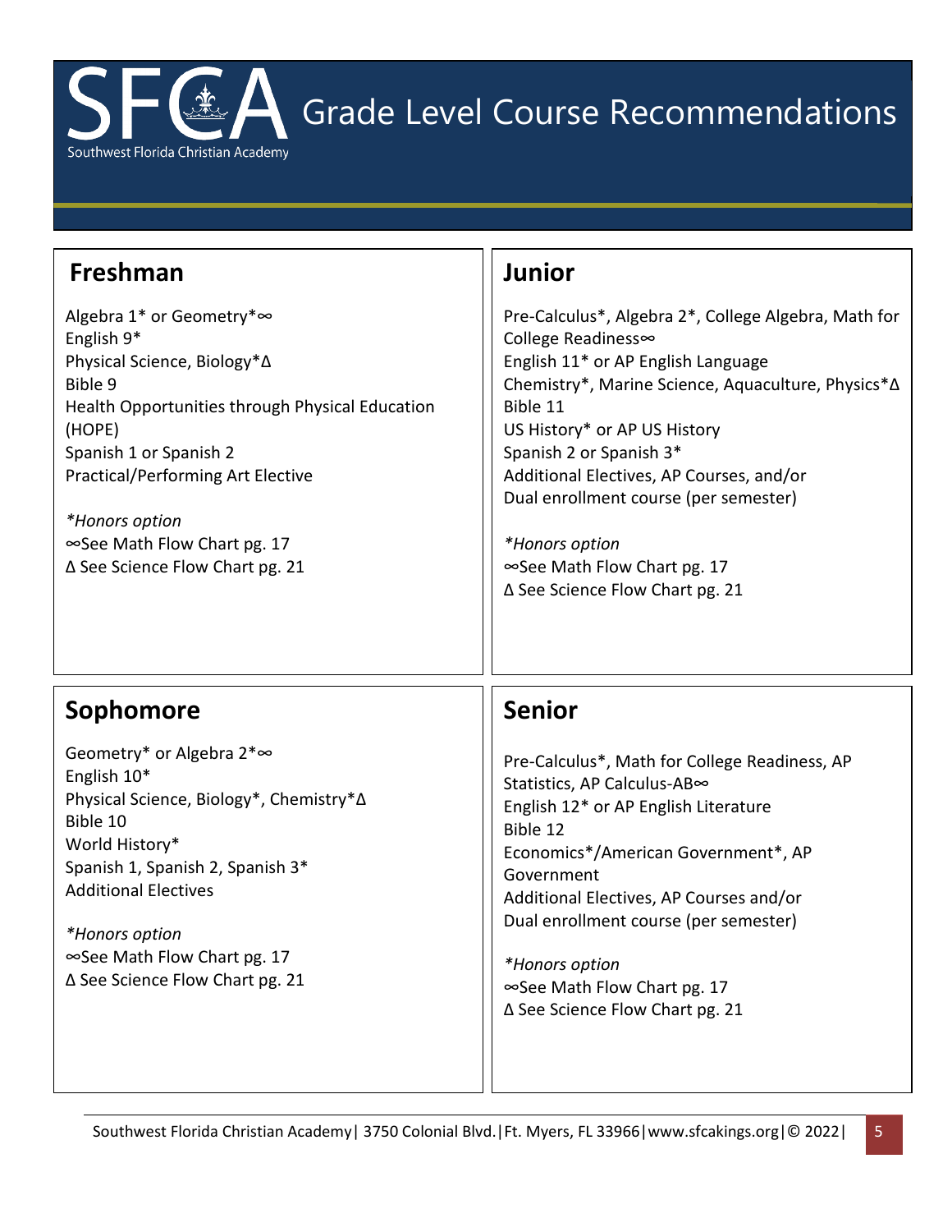# Grade Level Course Recommendations

## Freshman

Algebra 1* or Geometry*∞
English 9*
Physical Science, Biology*Δ
Bible 9
Health Opportunities through Physical Education (HOPE)
Spanish 1 or Spanish 2
Practical/Performing Art Elective

*\*Honors option*
∞See Math Flow Chart pg. 17
Δ See Science Flow Chart pg. 21

## Sophomore

Geometry* or Algebra 2*∞
English 10*
Physical Science, Biology*, Chemistry*Δ
Bible 10
World History*
Spanish 1, Spanish 2, Spanish 3*
Additional Electives

*\*Honors option*
∞See Math Flow Chart pg. 17
Δ See Science Flow Chart pg. 21

## Junior

Pre-Calculus*, Algebra 2*, College Algebra, Math for College Readiness∞
English 11* or AP English Language
Chemistry*, Marine Science, Aquaculture, Physics*Δ
Bible 11
US History* or AP US History
Spanish 2 or Spanish 3*
Additional Electives, AP Courses, and/or Dual enrollment course (per semester)

*\*Honors option*
∞See Math Flow Chart pg. 17
Δ See Science Flow Chart pg. 21

## Senior

Pre-Calculus*, Math for College Readiness, AP Statistics, AP Calculus-AB∞
English 12* or AP English Literature
Bible 12
Economics*/American Government*, AP Government
Additional Electives, AP Courses and/or Dual enrollment course (per semester)

*\*Honors option*
∞See Math Flow Chart pg. 17
Δ See Science Flow Chart pg. 21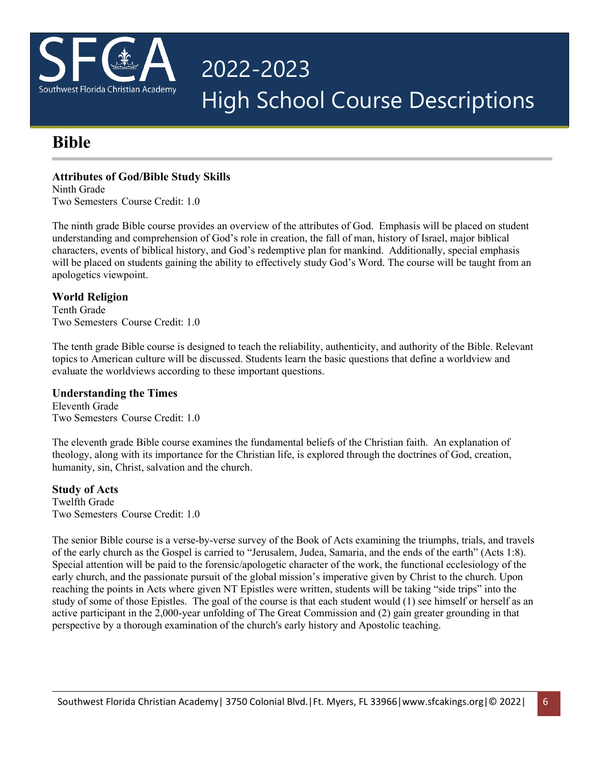# Bible

### Attributes of God/Bible Study Skills

Ninth Grade
Two Semesters Course Credit: 1.0

The ninth grade Bible course provides an overview of the attributes of God. Emphasis will be placed on student understanding and comprehension of God's role in creation, the fall of man, history of Israel, major biblical characters, events of biblical history, and God's redemptive plan for mankind. Additionally, special emphasis will be placed on students gaining the ability to effectively study God's Word. The course will be taught from an apologetics viewpoint.

### World Religion

Tenth Grade
Two Semesters Course Credit: 1.0

The tenth grade Bible course is designed to teach the reliability, authenticity, and authority of the Bible. Relevant topics to American culture will be discussed. Students learn the basic questions that define a worldview and evaluate the worldviews according to these important questions.

### Understanding the Times

Eleventh Grade
Two Semesters Course Credit: 1.0

The eleventh grade Bible course examines the fundamental beliefs of the Christian faith. An explanation of theology, along with its importance for the Christian life, is explored through the doctrines of God, creation, humanity, sin, Christ, salvation and the church.

### Study of Acts

Twelfth Grade
Two Semesters Course Credit: 1.0

The senior Bible course is a verse-by-verse survey of the Book of Acts examining the triumphs, trials, and travels of the early church as the Gospel is carried to "Jerusalem, Judea, Samaria, and the ends of the earth" (Acts 1:8). Special attention will be paid to the forensic/apologetic character of the work, the functional ecclesiology of the early church, and the passionate pursuit of the global mission's imperative given by Christ to the church. Upon reaching the points in Acts where given NT Epistles were written, students will be taking "side trips" into the study of some of those Epistles. The goal of the course is that each student would (1) see himself or herself as an active participant in the 2,000-year unfolding of The Great Commission and (2) gain greater grounding in that perspective by a thorough examination of the church's early history and Apostolic teaching.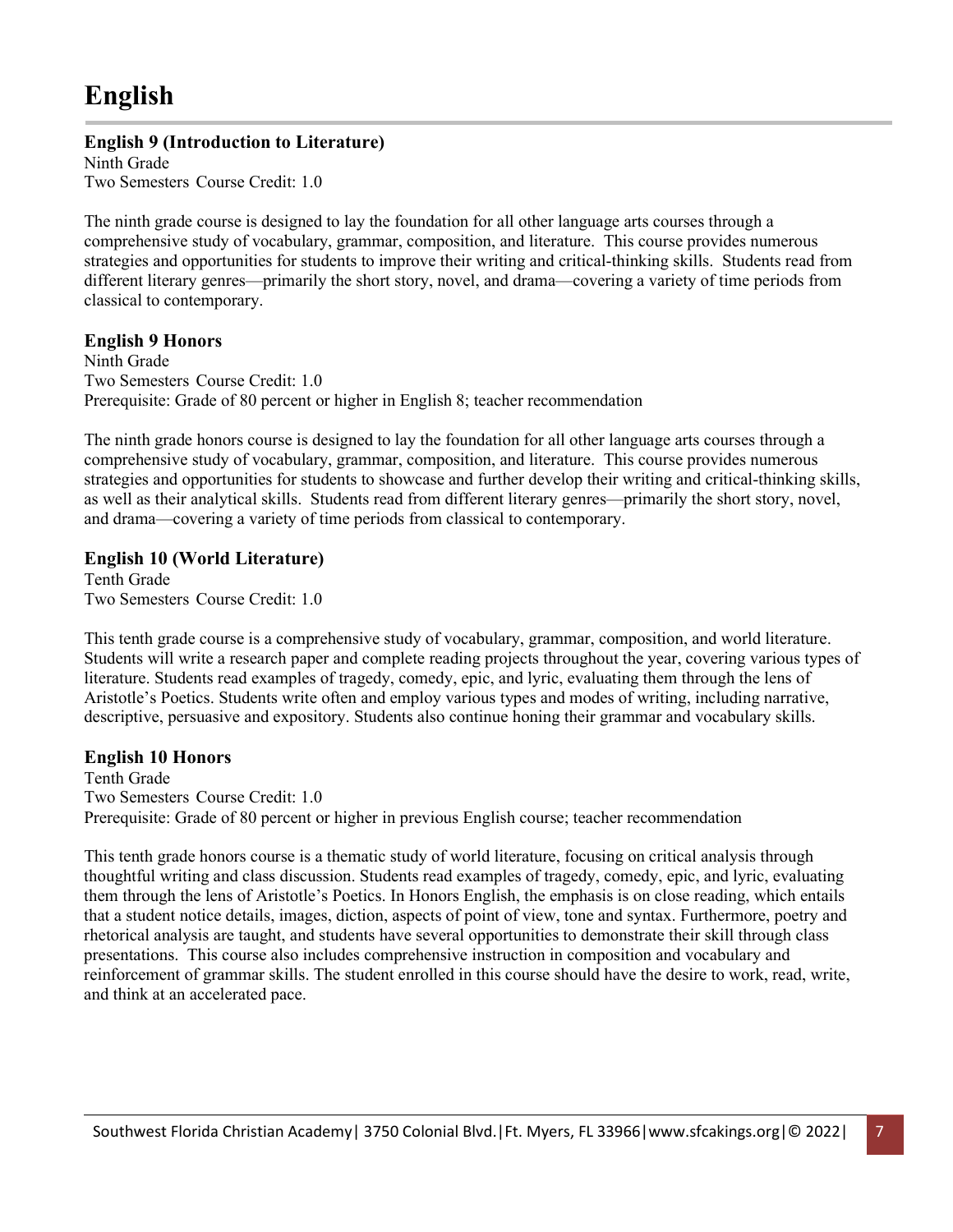# English

### English 9 (Introduction to Literature)

Ninth Grade
Two Semesters Course Credit: 1.0

The ninth grade course is designed to lay the foundation for all other language arts courses through a comprehensive study of vocabulary, grammar, composition, and literature. This course provides numerous strategies and opportunities for students to improve their writing and critical-thinking skills. Students read from different literary genres—primarily the short story, novel, and drama—covering a variety of time periods from classical to contemporary.

### English 9 Honors

Ninth Grade
Two Semesters Course Credit: 1.0
Prerequisite: Grade of 80 percent or higher in English 8; teacher recommendation

The ninth grade honors course is designed to lay the foundation for all other language arts courses through a comprehensive study of vocabulary, grammar, composition, and literature. This course provides numerous strategies and opportunities for students to showcase and further develop their writing and critical-thinking skills, as well as their analytical skills. Students read from different literary genres—primarily the short story, novel, and drama—covering a variety of time periods from classical to contemporary.

### English 10 (World Literature)

Tenth Grade
Two Semesters Course Credit: 1.0

This tenth grade course is a comprehensive study of vocabulary, grammar, composition, and world literature. Students will write a research paper and complete reading projects throughout the year, covering various types of literature. Students read examples of tragedy, comedy, epic, and lyric, evaluating them through the lens of Aristotle's Poetics. Students write often and employ various types and modes of writing, including narrative, descriptive, persuasive and expository. Students also continue honing their grammar and vocabulary skills.

### English 10 Honors

Tenth Grade
Two Semesters Course Credit: 1.0
Prerequisite: Grade of 80 percent or higher in previous English course; teacher recommendation

This tenth grade honors course is a thematic study of world literature, focusing on critical analysis through thoughtful writing and class discussion. Students read examples of tragedy, comedy, epic, and lyric, evaluating them through the lens of Aristotle's Poetics. In Honors English, the emphasis is on close reading, which entails that a student notice details, images, diction, aspects of point of view, tone and syntax. Furthermore, poetry and rhetorical analysis are taught, and students have several opportunities to demonstrate their skill through class presentations. This course also includes comprehensive instruction in composition and vocabulary and reinforcement of grammar skills. The student enrolled in this course should have the desire to work, read, write, and think at an accelerated pace.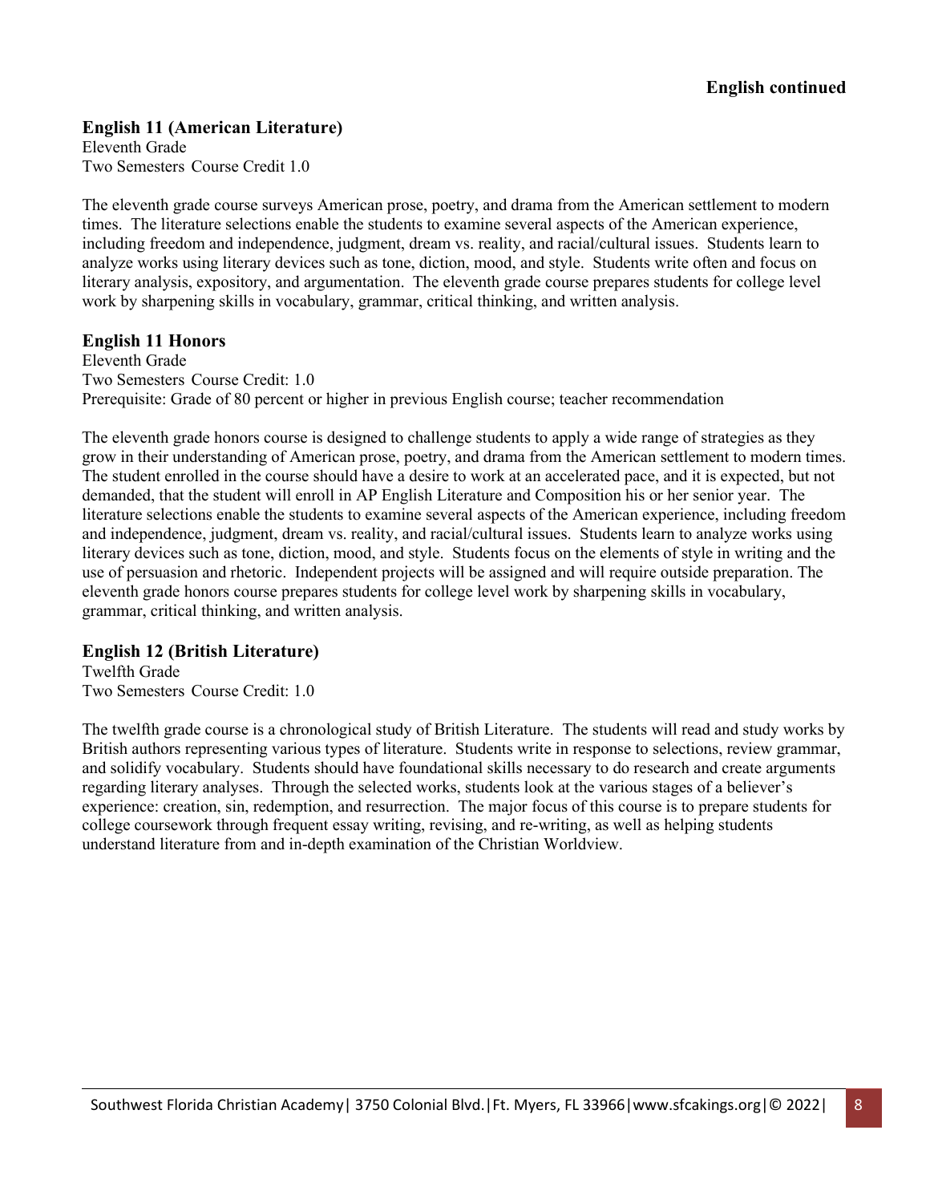**English continued**

## English 11 (American Literature)

Eleventh Grade
Two Semesters Course Credit 1.0

The eleventh grade course surveys American prose, poetry, and drama from the American settlement to modern times. The literature selections enable the students to examine several aspects of the American experience, including freedom and independence, judgment, dream vs. reality, and racial/cultural issues. Students learn to analyze works using literary devices such as tone, diction, mood, and style. Students write often and focus on literary analysis, expository, and argumentation. The eleventh grade course prepares students for college level work by sharpening skills in vocabulary, grammar, critical thinking, and written analysis.

## English 11 Honors

Eleventh Grade
Two Semesters Course Credit: 1.0
Prerequisite: Grade of 80 percent or higher in previous English course; teacher recommendation

The eleventh grade honors course is designed to challenge students to apply a wide range of strategies as they grow in their understanding of American prose, poetry, and drama from the American settlement to modern times. The student enrolled in the course should have a desire to work at an accelerated pace, and it is expected, but not demanded, that the student will enroll in AP English Literature and Composition his or her senior year. The literature selections enable the students to examine several aspects of the American experience, including freedom and independence, judgment, dream vs. reality, and racial/cultural issues. Students learn to analyze works using literary devices such as tone, diction, mood, and style. Students focus on the elements of style in writing and the use of persuasion and rhetoric. Independent projects will be assigned and will require outside preparation. The eleventh grade honors course prepares students for college level work by sharpening skills in vocabulary, grammar, critical thinking, and written analysis.

## English 12 (British Literature)

Twelfth Grade
Two Semesters Course Credit: 1.0

The twelfth grade course is a chronological study of British Literature. The students will read and study works by British authors representing various types of literature. Students write in response to selections, review grammar, and solidify vocabulary. Students should have foundational skills necessary to do research and create arguments regarding literary analyses. Through the selected works, students look at the various stages of a believer's experience: creation, sin, redemption, and resurrection. The major focus of this course is to prepare students for college coursework through frequent essay writing, revising, and re-writing, as well as helping students understand literature from and in-depth examination of the Christian Worldview.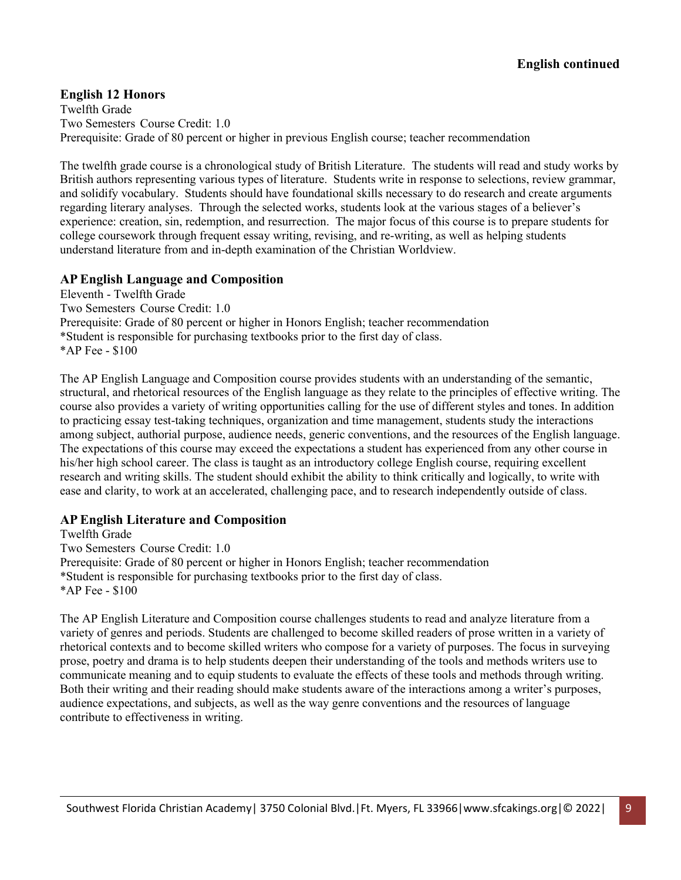**English continued**

## English 12 Honors

Twelfth Grade
Two Semesters Course Credit: 1.0
Prerequisite: Grade of 80 percent or higher in previous English course; teacher recommendation

The twelfth grade course is a chronological study of British Literature. The students will read and study works by British authors representing various types of literature. Students write in response to selections, review grammar, and solidify vocabulary. Students should have foundational skills necessary to do research and create arguments regarding literary analyses. Through the selected works, students look at the various stages of a believer's experience: creation, sin, redemption, and resurrection. The major focus of this course is to prepare students for college coursework through frequent essay writing, revising, and re-writing, as well as helping students understand literature from and in-depth examination of the Christian Worldview.

## AP English Language and Composition

Eleventh - Twelfth Grade
Two Semesters Course Credit: 1.0
Prerequisite: Grade of 80 percent or higher in Honors English; teacher recommendation
*Student is responsible for purchasing textbooks prior to the first day of class.
*AP Fee - $100

The AP English Language and Composition course provides students with an understanding of the semantic, structural, and rhetorical resources of the English language as they relate to the principles of effective writing. The course also provides a variety of writing opportunities calling for the use of different styles and tones. In addition to practicing essay test-taking techniques, organization and time management, students study the interactions among subject, authorial purpose, audience needs, generic conventions, and the resources of the English language. The expectations of this course may exceed the expectations a student has experienced from any other course in his/her high school career. The class is taught as an introductory college English course, requiring excellent research and writing skills. The student should exhibit the ability to think critically and logically, to write with ease and clarity, to work at an accelerated, challenging pace, and to research independently outside of class.

## AP English Literature and Composition

Twelfth Grade
Two Semesters Course Credit: 1.0
Prerequisite: Grade of 80 percent or higher in Honors English; teacher recommendation
*Student is responsible for purchasing textbooks prior to the first day of class.
*AP Fee - $100

The AP English Literature and Composition course challenges students to read and analyze literature from a variety of genres and periods. Students are challenged to become skilled readers of prose written in a variety of rhetorical contexts and to become skilled writers who compose for a variety of purposes. The focus in surveying prose, poetry and drama is to help students deepen their understanding of the tools and methods writers use to communicate meaning and to equip students to evaluate the effects of these tools and methods through writing. Both their writing and their reading should make students aware of the interactions among a writer's purposes, audience expectations, and subjects, as well as the way genre conventions and the resources of language contribute to effectiveness in writing.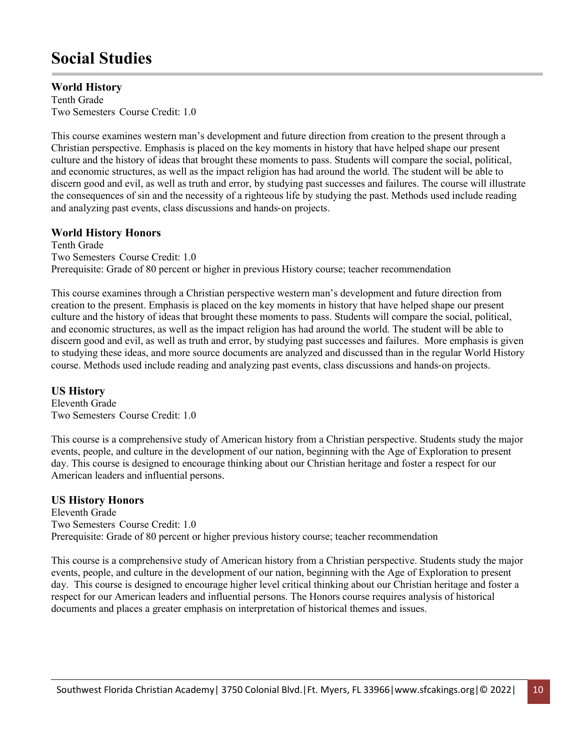# Social Studies

### World History

Tenth Grade
Two Semesters Course Credit: 1.0

This course examines western man's development and future direction from creation to the present through a Christian perspective. Emphasis is placed on the key moments in history that have helped shape our present culture and the history of ideas that brought these moments to pass. Students will compare the social, political, and economic structures, as well as the impact religion has had around the world. The student will be able to discern good and evil, as well as truth and error, by studying past successes and failures. The course will illustrate the consequences of sin and the necessity of a righteous life by studying the past. Methods used include reading and analyzing past events, class discussions and hands-on projects.

### World History Honors

Tenth Grade
Two Semesters Course Credit: 1.0
Prerequisite: Grade of 80 percent or higher in previous History course; teacher recommendation

This course examines through a Christian perspective western man's development and future direction from creation to the present. Emphasis is placed on the key moments in history that have helped shape our present culture and the history of ideas that brought these moments to pass. Students will compare the social, political, and economic structures, as well as the impact religion has had around the world. The student will be able to discern good and evil, as well as truth and error, by studying past successes and failures. More emphasis is given to studying these ideas, and more source documents are analyzed and discussed than in the regular World History course. Methods used include reading and analyzing past events, class discussions and hands-on projects.

### US History

Eleventh Grade
Two Semesters Course Credit: 1.0

This course is a comprehensive study of American history from a Christian perspective. Students study the major events, people, and culture in the development of our nation, beginning with the Age of Exploration to present day. This course is designed to encourage thinking about our Christian heritage and foster a respect for our American leaders and influential persons.

### US History Honors

Eleventh Grade
Two Semesters Course Credit: 1.0
Prerequisite: Grade of 80 percent or higher previous history course; teacher recommendation

This course is a comprehensive study of American history from a Christian perspective. Students study the major events, people, and culture in the development of our nation, beginning with the Age of Exploration to present day. This course is designed to encourage higher level critical thinking about our Christian heritage and foster a respect for our American leaders and influential persons. The Honors course requires analysis of historical documents and places a greater emphasis on interpretation of historical themes and issues.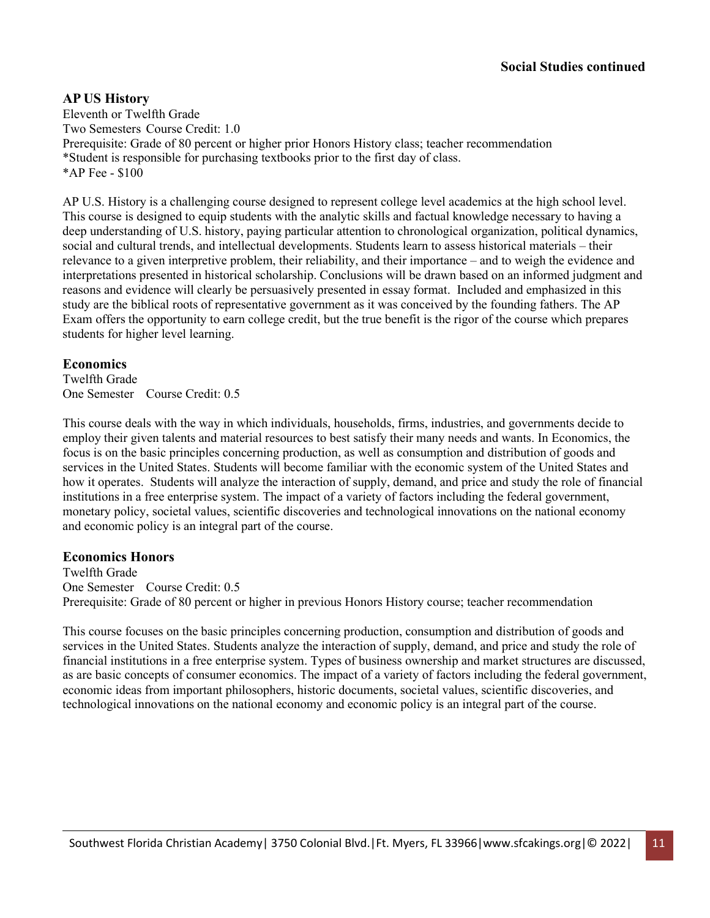**Social Studies continued**

### AP US History

Eleventh or Twelfth Grade
Two Semesters Course Credit: 1.0
Prerequisite: Grade of 80 percent or higher prior Honors History class; teacher recommendation
*Student is responsible for purchasing textbooks prior to the first day of class.
*AP Fee - $100

AP U.S. History is a challenging course designed to represent college level academics at the high school level. This course is designed to equip students with the analytic skills and factual knowledge necessary to having a deep understanding of U.S. history, paying particular attention to chronological organization, political dynamics, social and cultural trends, and intellectual developments. Students learn to assess historical materials – their relevance to a given interpretive problem, their reliability, and their importance – and to weigh the evidence and interpretations presented in historical scholarship. Conclusions will be drawn based on an informed judgment and reasons and evidence will clearly be persuasively presented in essay format. Included and emphasized in this study are the biblical roots of representative government as it was conceived by the founding fathers. The AP Exam offers the opportunity to earn college credit, but the true benefit is the rigor of the course which prepares students for higher level learning.

### Economics

Twelfth Grade
One Semester Course Credit: 0.5

This course deals with the way in which individuals, households, firms, industries, and governments decide to employ their given talents and material resources to best satisfy their many needs and wants. In Economics, the focus is on the basic principles concerning production, as well as consumption and distribution of goods and services in the United States. Students will become familiar with the economic system of the United States and how it operates. Students will analyze the interaction of supply, demand, and price and study the role of financial institutions in a free enterprise system. The impact of a variety of factors including the federal government, monetary policy, societal values, scientific discoveries and technological innovations on the national economy and economic policy is an integral part of the course.

### Economics Honors

Twelfth Grade
One Semester Course Credit: 0.5
Prerequisite: Grade of 80 percent or higher in previous Honors History course; teacher recommendation

This course focuses on the basic principles concerning production, consumption and distribution of goods and services in the United States. Students analyze the interaction of supply, demand, and price and study the role of financial institutions in a free enterprise system. Types of business ownership and market structures are discussed, as are basic concepts of consumer economics. The impact of a variety of factors including the federal government, economic ideas from important philosophers, historic documents, societal values, scientific discoveries, and technological innovations on the national economy and economic policy is an integral part of the course.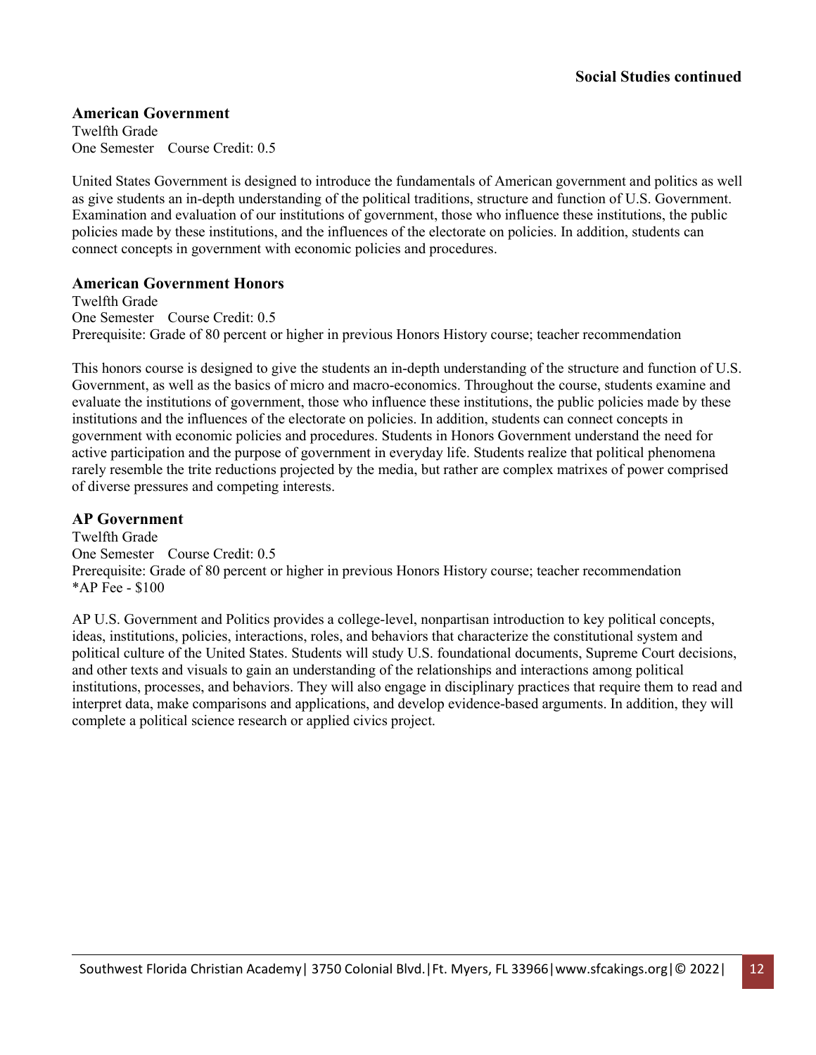## American Government

Twelfth Grade
One Semester  Course Credit: 0.5

United States Government is designed to introduce the fundamentals of American government and politics as well as give students an in-depth understanding of the political traditions, structure and function of U.S. Government. Examination and evaluation of our institutions of government, those who influence these institutions, the public policies made by these institutions, and the influences of the electorate on policies. In addition, students can connect concepts in government with economic policies and procedures.

## American Government Honors

Twelfth Grade
One Semester  Course Credit: 0.5
Prerequisite: Grade of 80 percent or higher in previous Honors History course; teacher recommendation

This honors course is designed to give the students an in-depth understanding of the structure and function of U.S. Government, as well as the basics of micro and macro-economics. Throughout the course, students examine and evaluate the institutions of government, those who influence these institutions, the public policies made by these institutions and the influences of the electorate on policies. In addition, students can connect concepts in government with economic policies and procedures. Students in Honors Government understand the need for active participation and the purpose of government in everyday life. Students realize that political phenomena rarely resemble the trite reductions projected by the media, but rather are complex matrixes of power comprised of diverse pressures and competing interests.

## AP Government

Twelfth Grade
One Semester  Course Credit: 0.5
Prerequisite: Grade of 80 percent or higher in previous Honors History course; teacher recommendation
*AP Fee - $100

AP U.S. Government and Politics provides a college-level, nonpartisan introduction to key political concepts, ideas, institutions, policies, interactions, roles, and behaviors that characterize the constitutional system and political culture of the United States. Students will study U.S. foundational documents, Supreme Court decisions, and other texts and visuals to gain an understanding of the relationships and interactions among political institutions, processes, and behaviors. They will also engage in disciplinary practices that require them to read and interpret data, make comparisons and applications, and develop evidence-based arguments. In addition, they will complete a political science research or applied civics project.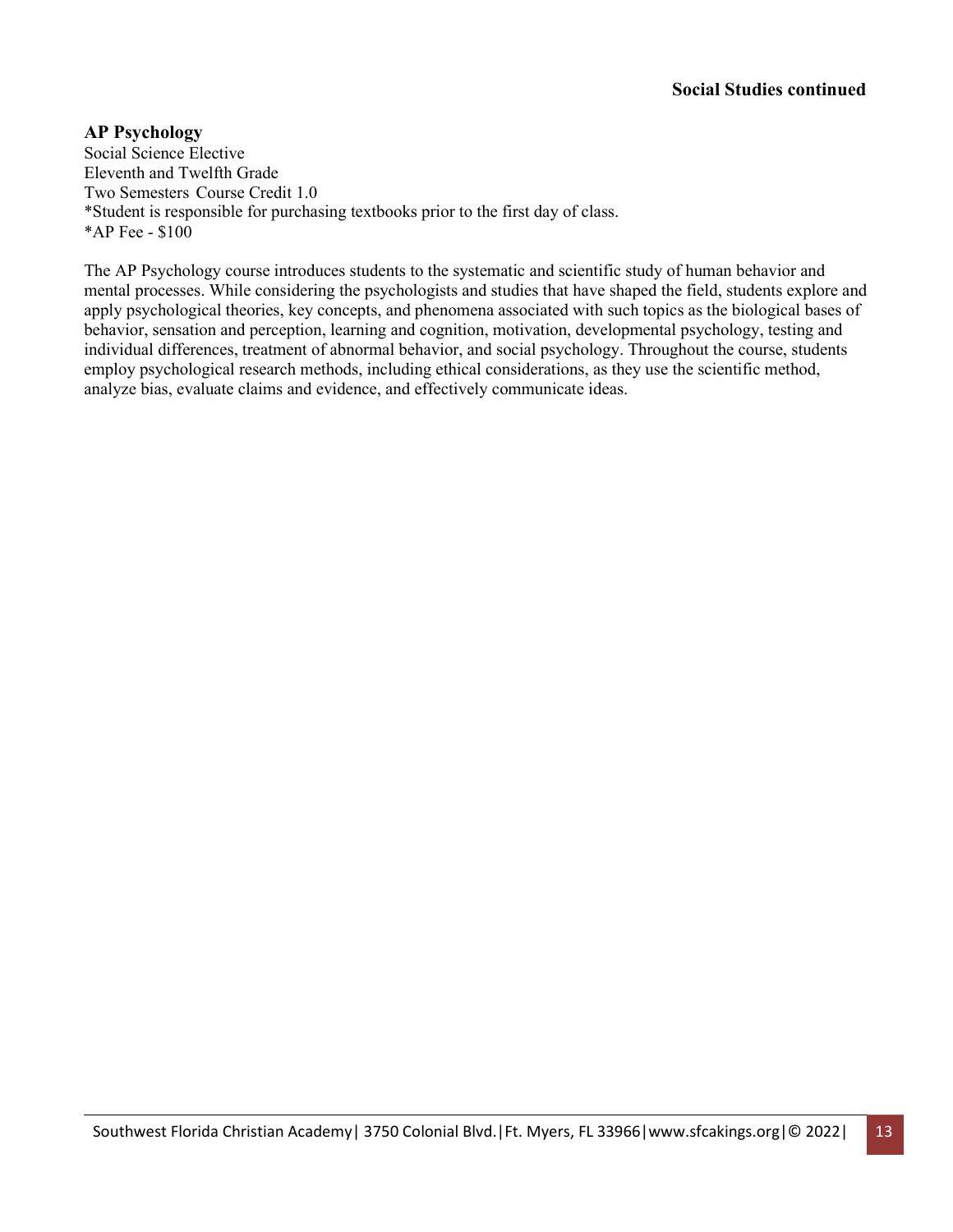## AP Psychology

Social Science Elective
Eleventh and Twelfth Grade
Two Semesters Course Credit 1.0
*Student is responsible for purchasing textbooks prior to the first day of class.
*AP Fee - $100

The AP Psychology course introduces students to the systematic and scientific study of human behavior and mental processes. While considering the psychologists and studies that have shaped the field, students explore and apply psychological theories, key concepts, and phenomena associated with such topics as the biological bases of behavior, sensation and perception, learning and cognition, motivation, developmental psychology, testing and individual differences, treatment of abnormal behavior, and social psychology. Throughout the course, students employ psychological research methods, including ethical considerations, as they use the scientific method, analyze bias, evaluate claims and evidence, and effectively communicate ideas.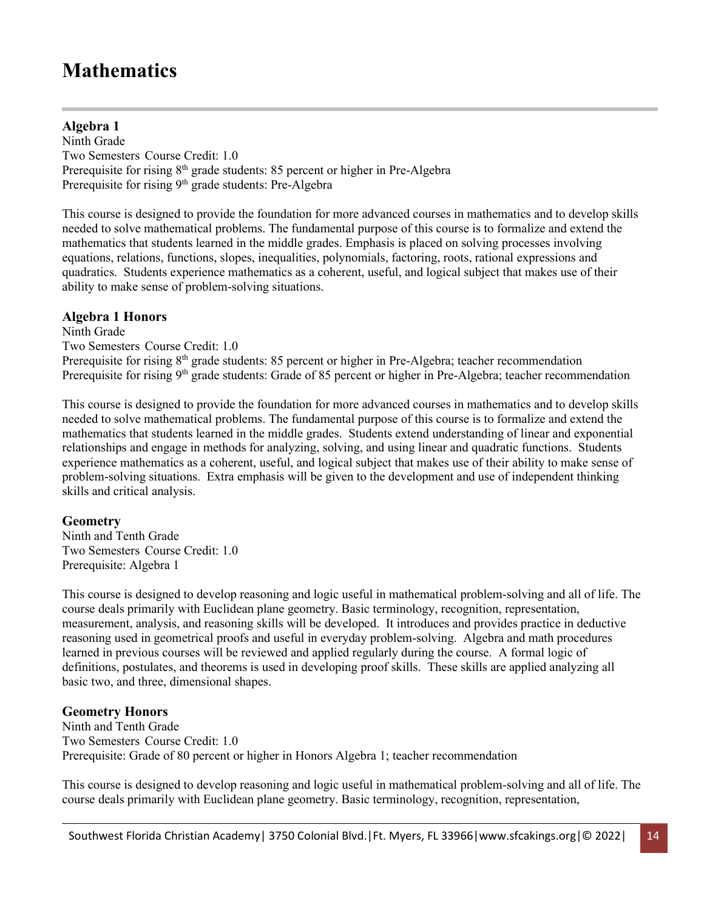# Mathematics

**Algebra 1**
Ninth Grade
Two Semesters Course Credit: 1.0
Prerequisite for rising 8th grade students: 85 percent or higher in Pre-Algebra
Prerequisite for rising 9th grade students: Pre-Algebra

This course is designed to provide the foundation for more advanced courses in mathematics and to develop skills needed to solve mathematical problems. The fundamental purpose of this course is to formalize and extend the mathematics that students learned in the middle grades. Emphasis is placed on solving processes involving equations, relations, functions, slopes, inequalities, polynomials, factoring, roots, rational expressions and quadratics. Students experience mathematics as a coherent, useful, and logical subject that makes use of their ability to make sense of problem-solving situations.

**Algebra 1 Honors**
Ninth Grade
Two Semesters Course Credit: 1.0
Prerequisite for rising 8th grade students: 85 percent or higher in Pre-Algebra; teacher recommendation
Prerequisite for rising 9th grade students: Grade of 85 percent or higher in Pre-Algebra; teacher recommendation

This course is designed to provide the foundation for more advanced courses in mathematics and to develop skills needed to solve mathematical problems. The fundamental purpose of this course is to formalize and extend the mathematics that students learned in the middle grades. Students extend understanding of linear and exponential relationships and engage in methods for analyzing, solving, and using linear and quadratic functions. Students experience mathematics as a coherent, useful, and logical subject that makes use of their ability to make sense of problem-solving situations. Extra emphasis will be given to the development and use of independent thinking skills and critical analysis.

**Geometry**
Ninth and Tenth Grade
Two Semesters Course Credit: 1.0
Prerequisite: Algebra 1

This course is designed to develop reasoning and logic useful in mathematical problem-solving and all of life. The course deals primarily with Euclidean plane geometry. Basic terminology, recognition, representation, measurement, analysis, and reasoning skills will be developed. It introduces and provides practice in deductive reasoning used in geometrical proofs and useful in everyday problem-solving. Algebra and math procedures learned in previous courses will be reviewed and applied regularly during the course. A formal logic of definitions, postulates, and theorems is used in developing proof skills. These skills are applied analyzing all basic two, and three, dimensional shapes.

**Geometry Honors**
Ninth and Tenth Grade
Two Semesters Course Credit: 1.0
Prerequisite: Grade of 80 percent or higher in Honors Algebra 1; teacher recommendation

This course is designed to develop reasoning and logic useful in mathematical problem-solving and all of life. The course deals primarily with Euclidean plane geometry. Basic terminology, recognition, representation,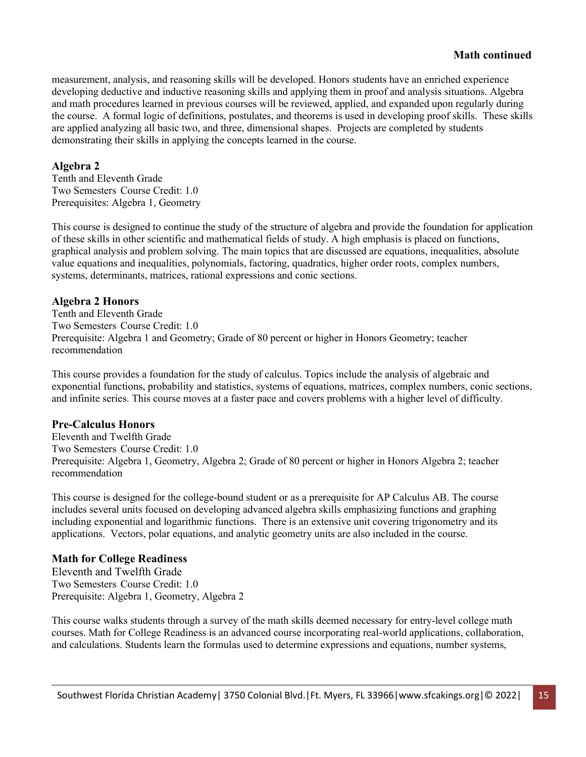measurement, analysis, and reasoning skills will be developed. Honors students have an enriched experience developing deductive and inductive reasoning skills and applying them in proof and analysis situations. Algebra and math procedures learned in previous courses will be reviewed, applied, and expanded upon regularly during the course. A formal logic of definitions, postulates, and theorems is used in developing proof skills. These skills are applied analyzing all basic two, and three, dimensional shapes. Projects are completed by students demonstrating their skills in applying the concepts learned in the course.

### Algebra 2

Tenth and Eleventh Grade
Two Semesters Course Credit: 1.0
Prerequisites: Algebra 1, Geometry

This course is designed to continue the study of the structure of algebra and provide the foundation for application of these skills in other scientific and mathematical fields of study. A high emphasis is placed on functions, graphical analysis and problem solving. The main topics that are discussed are equations, inequalities, absolute value equations and inequalities, polynomials, factoring, quadratics, higher order roots, complex numbers, systems, determinants, matrices, rational expressions and conic sections.

### Algebra 2 Honors

Tenth and Eleventh Grade
Two Semesters Course Credit: 1.0
Prerequisite: Algebra 1 and Geometry; Grade of 80 percent or higher in Honors Geometry; teacher recommendation

This course provides a foundation for the study of calculus. Topics include the analysis of algebraic and exponential functions, probability and statistics, systems of equations, matrices, complex numbers, conic sections, and infinite series. This course moves at a faster pace and covers problems with a higher level of difficulty.

### Pre-Calculus Honors

Eleventh and Twelfth Grade
Two Semesters Course Credit: 1.0
Prerequisite: Algebra 1, Geometry, Algebra 2; Grade of 80 percent or higher in Honors Algebra 2; teacher recommendation

This course is designed for the college-bound student or as a prerequisite for AP Calculus AB. The course includes several units focused on developing advanced algebra skills emphasizing functions and graphing including exponential and logarithmic functions. There is an extensive unit covering trigonometry and its applications. Vectors, polar equations, and analytic geometry units are also included in the course.

### Math for College Readiness

Eleventh and Twelfth Grade
Two Semesters Course Credit: 1.0
Prerequisite: Algebra 1, Geometry, Algebra 2

This course walks students through a survey of the math skills deemed necessary for entry-level college math courses. Math for College Readiness is an advanced course incorporating real-world applications, collaboration, and calculations. Students learn the formulas used to determine expressions and equations, number systems,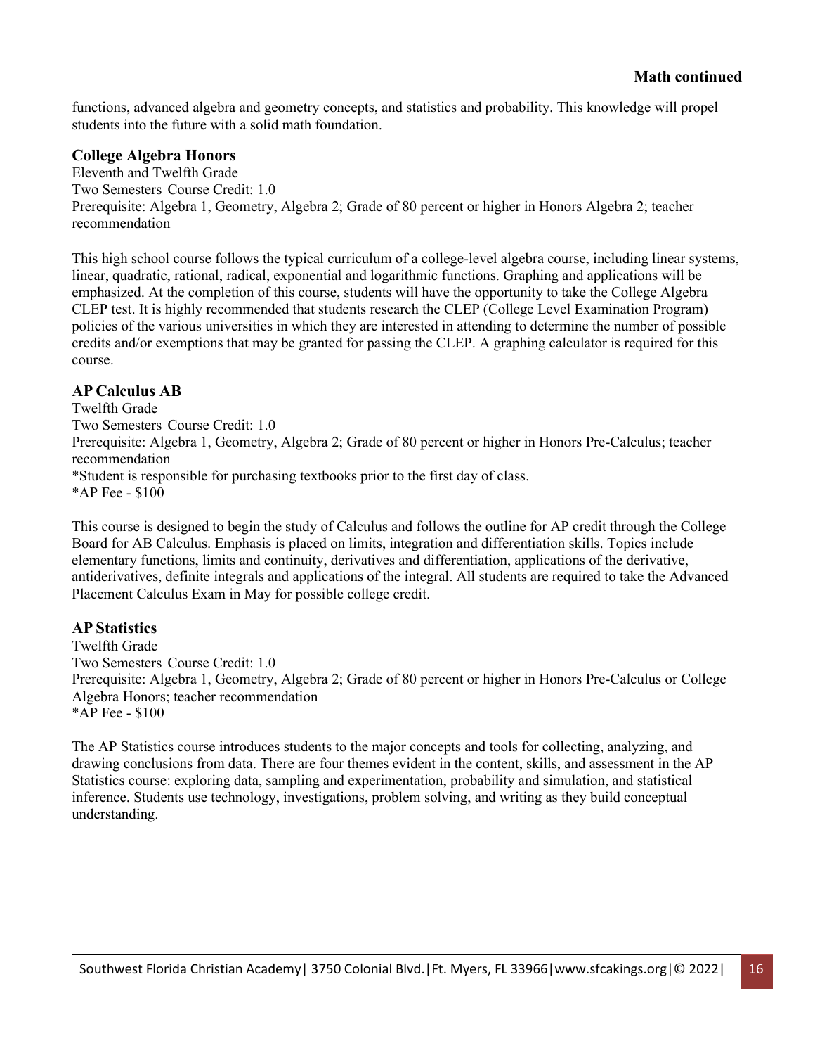functions, advanced algebra and geometry concepts, and statistics and probability. This knowledge will propel students into the future with a solid math foundation.

### College Algebra Honors

Eleventh and Twelfth Grade
Two Semesters Course Credit: 1.0
Prerequisite: Algebra 1, Geometry, Algebra 2; Grade of 80 percent or higher in Honors Algebra 2; teacher recommendation

This high school course follows the typical curriculum of a college-level algebra course, including linear systems, linear, quadratic, rational, radical, exponential and logarithmic functions. Graphing and applications will be emphasized. At the completion of this course, students will have the opportunity to take the College Algebra CLEP test. It is highly recommended that students research the CLEP (College Level Examination Program) policies of the various universities in which they are interested in attending to determine the number of possible credits and/or exemptions that may be granted for passing the CLEP. A graphing calculator is required for this course.

### AP Calculus AB

Twelfth Grade
Two Semesters Course Credit: 1.0
Prerequisite: Algebra 1, Geometry, Algebra 2; Grade of 80 percent or higher in Honors Pre-Calculus; teacher recommendation
*Student is responsible for purchasing textbooks prior to the first day of class.
*AP Fee - $100

This course is designed to begin the study of Calculus and follows the outline for AP credit through the College Board for AB Calculus. Emphasis is placed on limits, integration and differentiation skills. Topics include elementary functions, limits and continuity, derivatives and differentiation, applications of the derivative, antiderivatives, definite integrals and applications of the integral. All students are required to take the Advanced Placement Calculus Exam in May for possible college credit.

### AP Statistics

Twelfth Grade
Two Semesters Course Credit: 1.0
Prerequisite: Algebra 1, Geometry, Algebra 2; Grade of 80 percent or higher in Honors Pre-Calculus or College Algebra Honors; teacher recommendation
*AP Fee - $100

The AP Statistics course introduces students to the major concepts and tools for collecting, analyzing, and drawing conclusions from data. There are four themes evident in the content, skills, and assessment in the AP Statistics course: exploring data, sampling and experimentation, probability and simulation, and statistical inference. Students use technology, investigations, problem solving, and writing as they build conceptual understanding.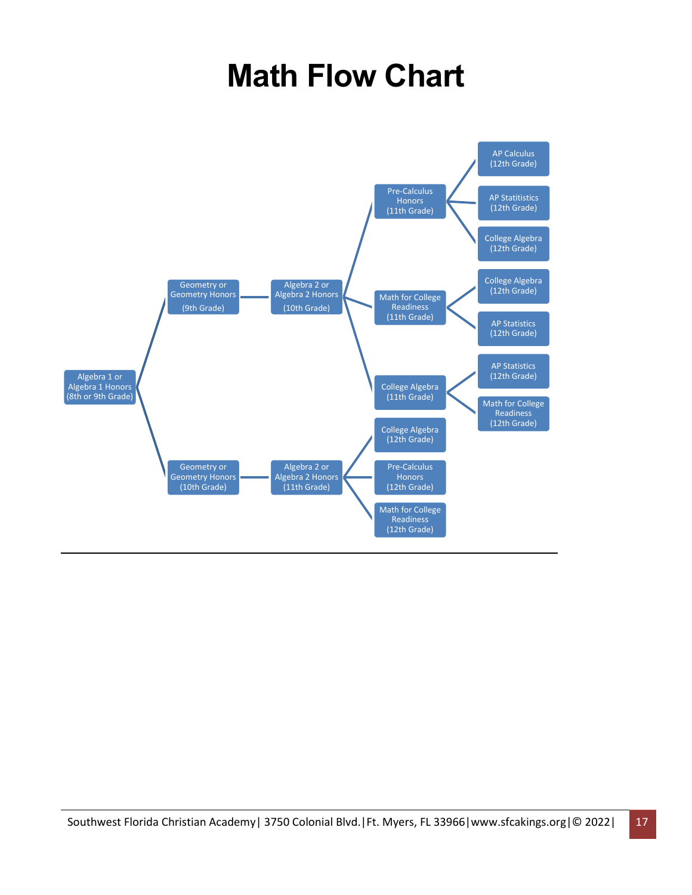# Math Flow Chart

- Algebra 1 or Algebra 1 Honors (8th or 9th Grade)
  - Geometry or Geometry Honors (9th Grade)
    - Algebra 2 or Algebra 2 Honors (10th Grade)
      - Pre-Calculus Honors (11th Grade)
        - AP Calculus (12th Grade)
        - AP Statitistics (12th Grade)
        - College Algebra (12th Grade)
      - Math for College Readiness (11th Grade)
        - College Algebra (12th Grade)
        - AP Statistics (12th Grade)
      - College Algebra (11th Grade)
        - AP Statistics (12th Grade)
        - Math for College Readiness (12th Grade)
  - Geometry or Geometry Honors (10th Grade)
    - Algebra 2 or Algebra 2 Honors (11th Grade)
      - College Algebra (12th Grade)
      - Pre-Calculus Honors (12th Grade)
      - Math for College Readiness (12th Grade)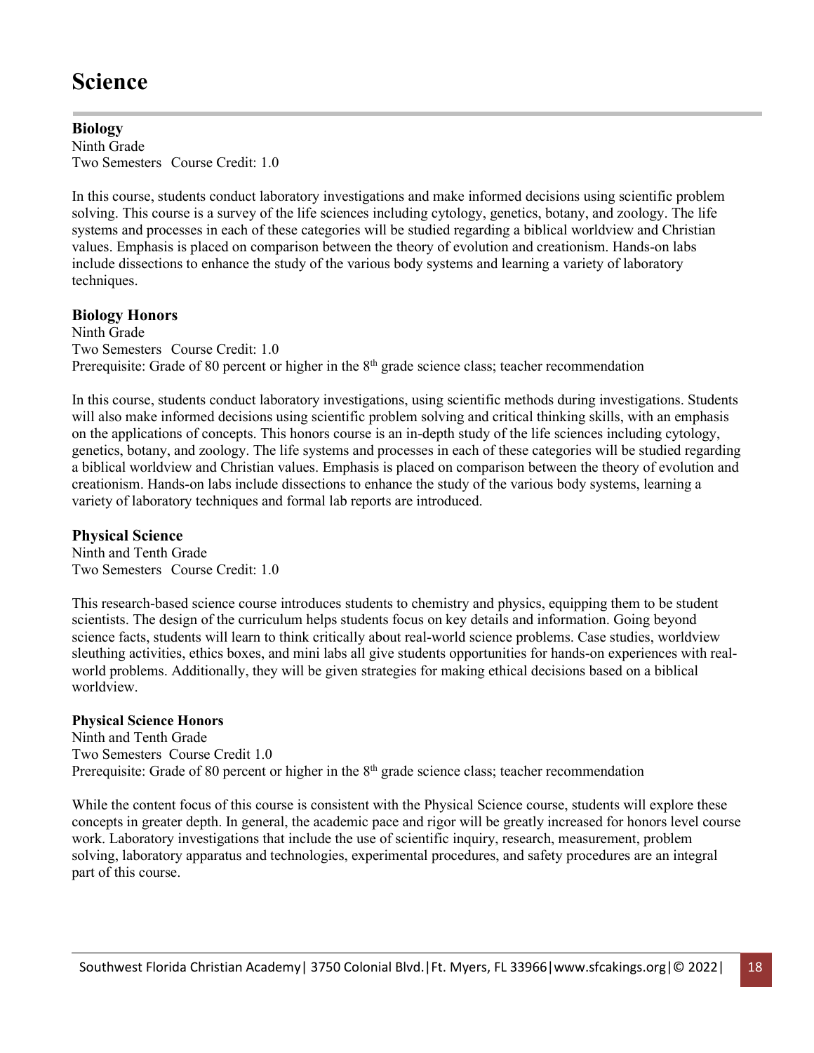# Science

### Biology

Ninth Grade
Two Semesters   Course Credit: 1.0

In this course, students conduct laboratory investigations and make informed decisions using scientific problem solving. This course is a survey of the life sciences including cytology, genetics, botany, and zoology. The life systems and processes in each of these categories will be studied regarding a biblical worldview and Christian values. Emphasis is placed on comparison between the theory of evolution and creationism. Hands-on labs include dissections to enhance the study of the various body systems and learning a variety of laboratory techniques.

### Biology Honors

Ninth Grade
Two Semesters   Course Credit: 1.0
Prerequisite: Grade of 80 percent or higher in the 8th grade science class; teacher recommendation

In this course, students conduct laboratory investigations, using scientific methods during investigations. Students will also make informed decisions using scientific problem solving and critical thinking skills, with an emphasis on the applications of concepts. This honors course is an in-depth study of the life sciences including cytology, genetics, botany, and zoology. The life systems and processes in each of these categories will be studied regarding a biblical worldview and Christian values. Emphasis is placed on comparison between the theory of evolution and creationism. Hands-on labs include dissections to enhance the study of the various body systems, learning a variety of laboratory techniques and formal lab reports are introduced.

### Physical Science

Ninth and Tenth Grade
Two Semesters   Course Credit: 1.0

This research-based science course introduces students to chemistry and physics, equipping them to be student scientists. The design of the curriculum helps students focus on key details and information. Going beyond science facts, students will learn to think critically about real-world science problems. Case studies, worldview sleuthing activities, ethics boxes, and mini labs all give students opportunities for hands-on experiences with real-world problems. Additionally, they will be given strategies for making ethical decisions based on a biblical worldview.

### Physical Science Honors

Ninth and Tenth Grade
Two Semesters  Course Credit 1.0
Prerequisite: Grade of 80 percent or higher in the 8th grade science class; teacher recommendation

While the content focus of this course is consistent with the Physical Science course, students will explore these concepts in greater depth. In general, the academic pace and rigor will be greatly increased for honors level course work. Laboratory investigations that include the use of scientific inquiry, research, measurement, problem solving, laboratory apparatus and technologies, experimental procedures, and safety procedures are an integral part of this course.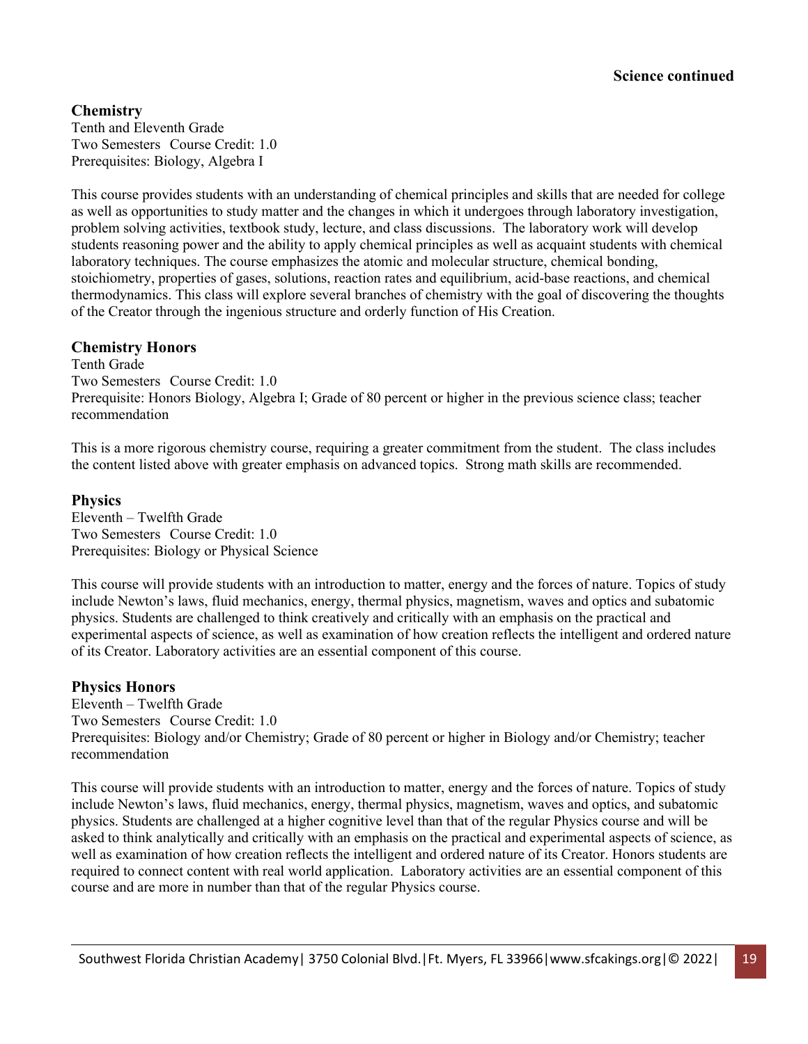**Science continued**

## Chemistry

Tenth and Eleventh Grade
Two Semesters Course Credit: 1.0
Prerequisites: Biology, Algebra I

This course provides students with an understanding of chemical principles and skills that are needed for college as well as opportunities to study matter and the changes in which it undergoes through laboratory investigation, problem solving activities, textbook study, lecture, and class discussions. The laboratory work will develop students reasoning power and the ability to apply chemical principles as well as acquaint students with chemical laboratory techniques. The course emphasizes the atomic and molecular structure, chemical bonding, stoichiometry, properties of gases, solutions, reaction rates and equilibrium, acid-base reactions, and chemical thermodynamics. This class will explore several branches of chemistry with the goal of discovering the thoughts of the Creator through the ingenious structure and orderly function of His Creation.

## Chemistry Honors

Tenth Grade
Two Semesters Course Credit: 1.0
Prerequisite: Honors Biology, Algebra I; Grade of 80 percent or higher in the previous science class; teacher recommendation

This is a more rigorous chemistry course, requiring a greater commitment from the student. The class includes the content listed above with greater emphasis on advanced topics. Strong math skills are recommended.

## Physics

Eleventh – Twelfth Grade
Two Semesters Course Credit: 1.0
Prerequisites: Biology or Physical Science

This course will provide students with an introduction to matter, energy and the forces of nature. Topics of study include Newton's laws, fluid mechanics, energy, thermal physics, magnetism, waves and optics and subatomic physics. Students are challenged to think creatively and critically with an emphasis on the practical and experimental aspects of science, as well as examination of how creation reflects the intelligent and ordered nature of its Creator. Laboratory activities are an essential component of this course.

## Physics Honors

Eleventh – Twelfth Grade
Two Semesters Course Credit: 1.0
Prerequisites: Biology and/or Chemistry; Grade of 80 percent or higher in Biology and/or Chemistry; teacher recommendation

This course will provide students with an introduction to matter, energy and the forces of nature. Topics of study include Newton's laws, fluid mechanics, energy, thermal physics, magnetism, waves and optics, and subatomic physics. Students are challenged at a higher cognitive level than that of the regular Physics course and will be asked to think analytically and critically with an emphasis on the practical and experimental aspects of science, as well as examination of how creation reflects the intelligent and ordered nature of its Creator. Honors students are required to connect content with real world application. Laboratory activities are an essential component of this course and are more in number than that of the regular Physics course.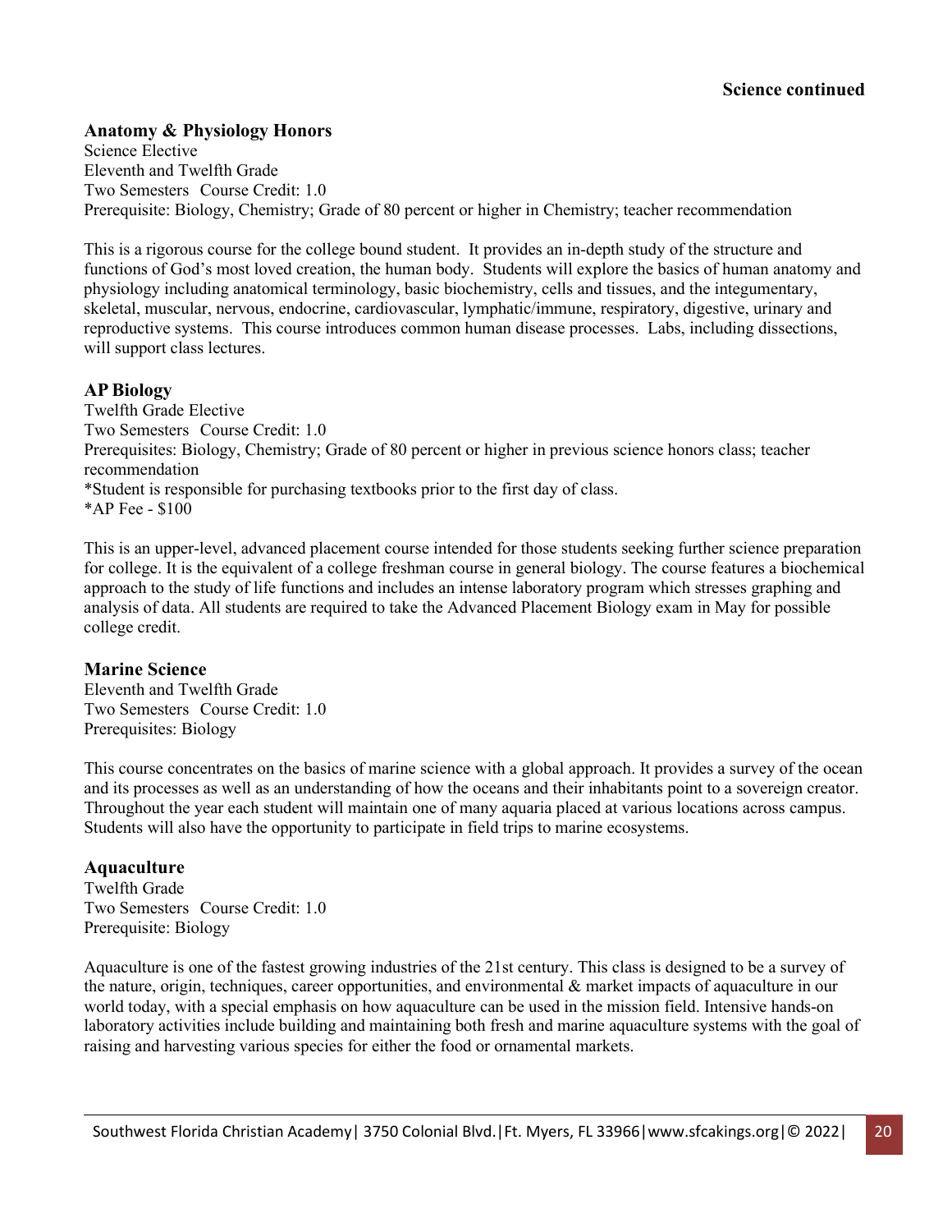**Science continued**

### Anatomy & Physiology Honors

Science Elective
Eleventh and Twelfth Grade
Two Semesters Course Credit: 1.0
Prerequisite: Biology, Chemistry; Grade of 80 percent or higher in Chemistry; teacher recommendation

This is a rigorous course for the college bound student. It provides an in-depth study of the structure and functions of God's most loved creation, the human body. Students will explore the basics of human anatomy and physiology including anatomical terminology, basic biochemistry, cells and tissues, and the integumentary, skeletal, muscular, nervous, endocrine, cardiovascular, lymphatic/immune, respiratory, digestive, urinary and reproductive systems. This course introduces common human disease processes. Labs, including dissections, will support class lectures.

### AP Biology

Twelfth Grade Elective
Two Semesters Course Credit: 1.0
Prerequisites: Biology, Chemistry; Grade of 80 percent or higher in previous science honors class; teacher recommendation
*Student is responsible for purchasing textbooks prior to the first day of class.
*AP Fee - $100

This is an upper-level, advanced placement course intended for those students seeking further science preparation for college. It is the equivalent of a college freshman course in general biology. The course features a biochemical approach to the study of life functions and includes an intense laboratory program which stresses graphing and analysis of data. All students are required to take the Advanced Placement Biology exam in May for possible college credit.

### Marine Science

Eleventh and Twelfth Grade
Two Semesters Course Credit: 1.0
Prerequisites: Biology

This course concentrates on the basics of marine science with a global approach. It provides a survey of the ocean and its processes as well as an understanding of how the oceans and their inhabitants point to a sovereign creator. Throughout the year each student will maintain one of many aquaria placed at various locations across campus. Students will also have the opportunity to participate in field trips to marine ecosystems.

### Aquaculture

Twelfth Grade
Two Semesters Course Credit: 1.0
Prerequisite: Biology

Aquaculture is one of the fastest growing industries of the 21st century. This class is designed to be a survey of the nature, origin, techniques, career opportunities, and environmental & market impacts of aquaculture in our world today, with a special emphasis on how aquaculture can be used in the mission field. Intensive hands-on laboratory activities include building and maintaining both fresh and marine aquaculture systems with the goal of raising and harvesting various species for either the food or ornamental markets.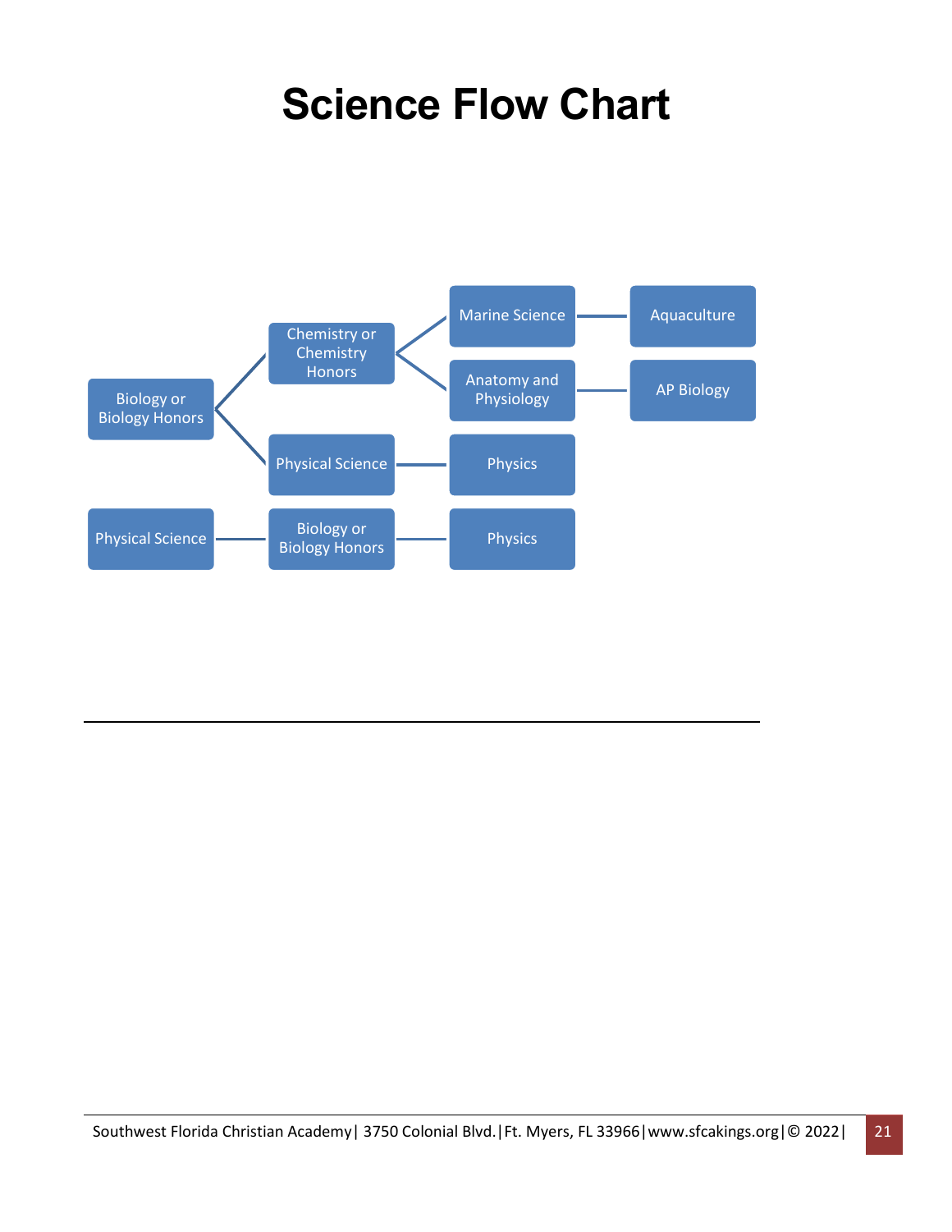# Science Flow Chart

- Biology or Biology Honors
  - Chemistry or Chemistry Honors
    - Marine Science — Aquaculture
    - Anatomy and Physiology — AP Biology
  - Physical Science — Physics
- Physical Science — Biology or Biology Honors — Physics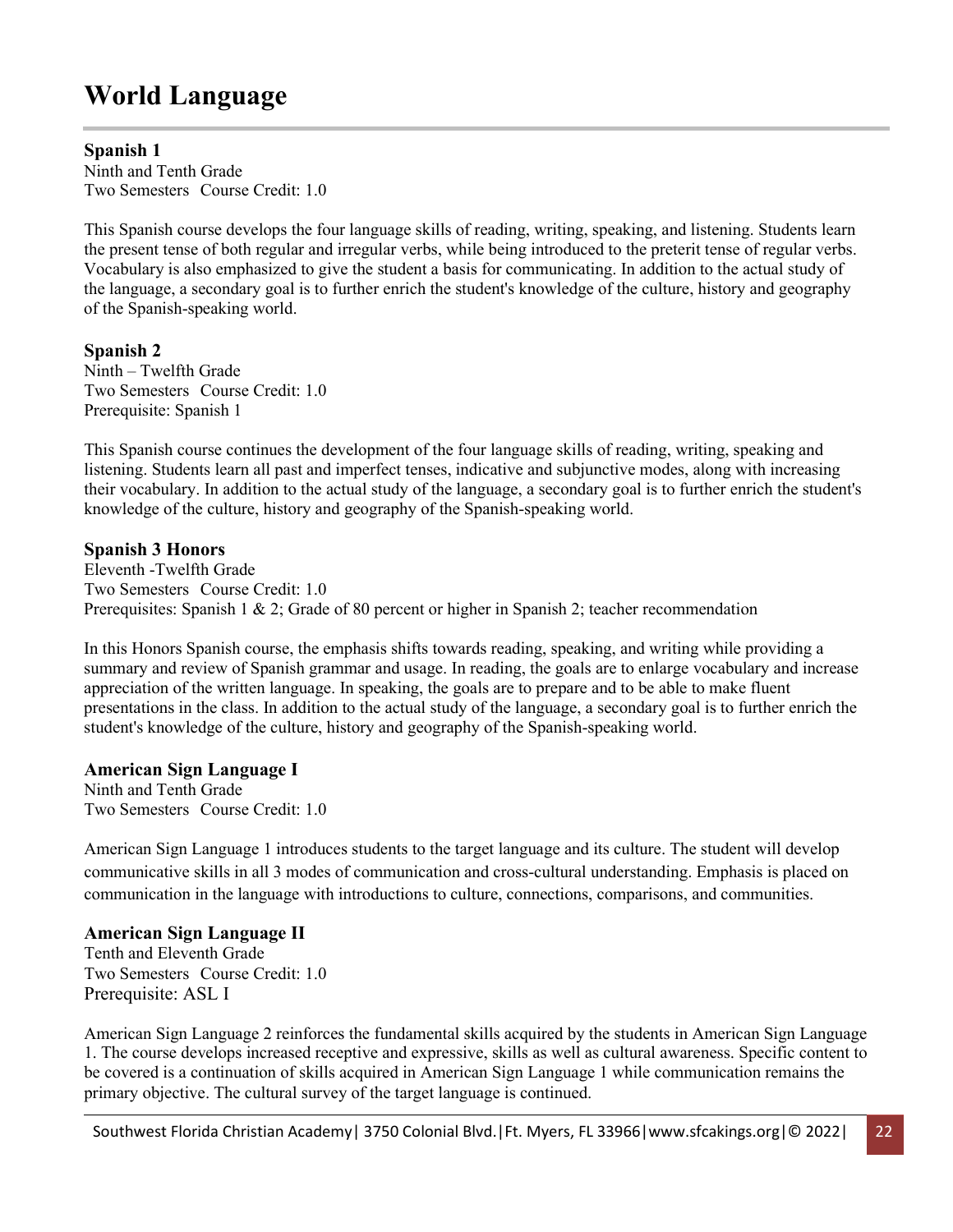# World Language

**Spanish 1**
Ninth and Tenth Grade
Two Semesters Course Credit: 1.0

This Spanish course develops the four language skills of reading, writing, speaking, and listening. Students learn the present tense of both regular and irregular verbs, while being introduced to the preterit tense of regular verbs. Vocabulary is also emphasized to give the student a basis for communicating. In addition to the actual study of the language, a secondary goal is to further enrich the student's knowledge of the culture, history and geography of the Spanish-speaking world.

**Spanish 2**
Ninth – Twelfth Grade
Two Semesters Course Credit: 1.0
Prerequisite: Spanish 1

This Spanish course continues the development of the four language skills of reading, writing, speaking and listening. Students learn all past and imperfect tenses, indicative and subjunctive modes, along with increasing their vocabulary. In addition to the actual study of the language, a secondary goal is to further enrich the student's knowledge of the culture, history and geography of the Spanish-speaking world.

**Spanish 3 Honors**
Eleventh -Twelfth Grade
Two Semesters Course Credit: 1.0
Prerequisites: Spanish 1 & 2; Grade of 80 percent or higher in Spanish 2; teacher recommendation

In this Honors Spanish course, the emphasis shifts towards reading, speaking, and writing while providing a summary and review of Spanish grammar and usage. In reading, the goals are to enlarge vocabulary and increase appreciation of the written language. In speaking, the goals are to prepare and to be able to make fluent presentations in the class. In addition to the actual study of the language, a secondary goal is to further enrich the student's knowledge of the culture, history and geography of the Spanish-speaking world.

**American Sign Language I**
Ninth and Tenth Grade
Two Semesters Course Credit: 1.0

American Sign Language 1 introduces students to the target language and its culture. The student will develop communicative skills in all 3 modes of communication and cross-cultural understanding. Emphasis is placed on communication in the language with introductions to culture, connections, comparisons, and communities.

**American Sign Language II**
Tenth and Eleventh Grade
Two Semesters Course Credit: 1.0
Prerequisite: ASL I

American Sign Language 2 reinforces the fundamental skills acquired by the students in American Sign Language 1. The course develops increased receptive and expressive, skills as well as cultural awareness. Specific content to be covered is a continuation of skills acquired in American Sign Language 1 while communication remains the primary objective. The cultural survey of the target language is continued.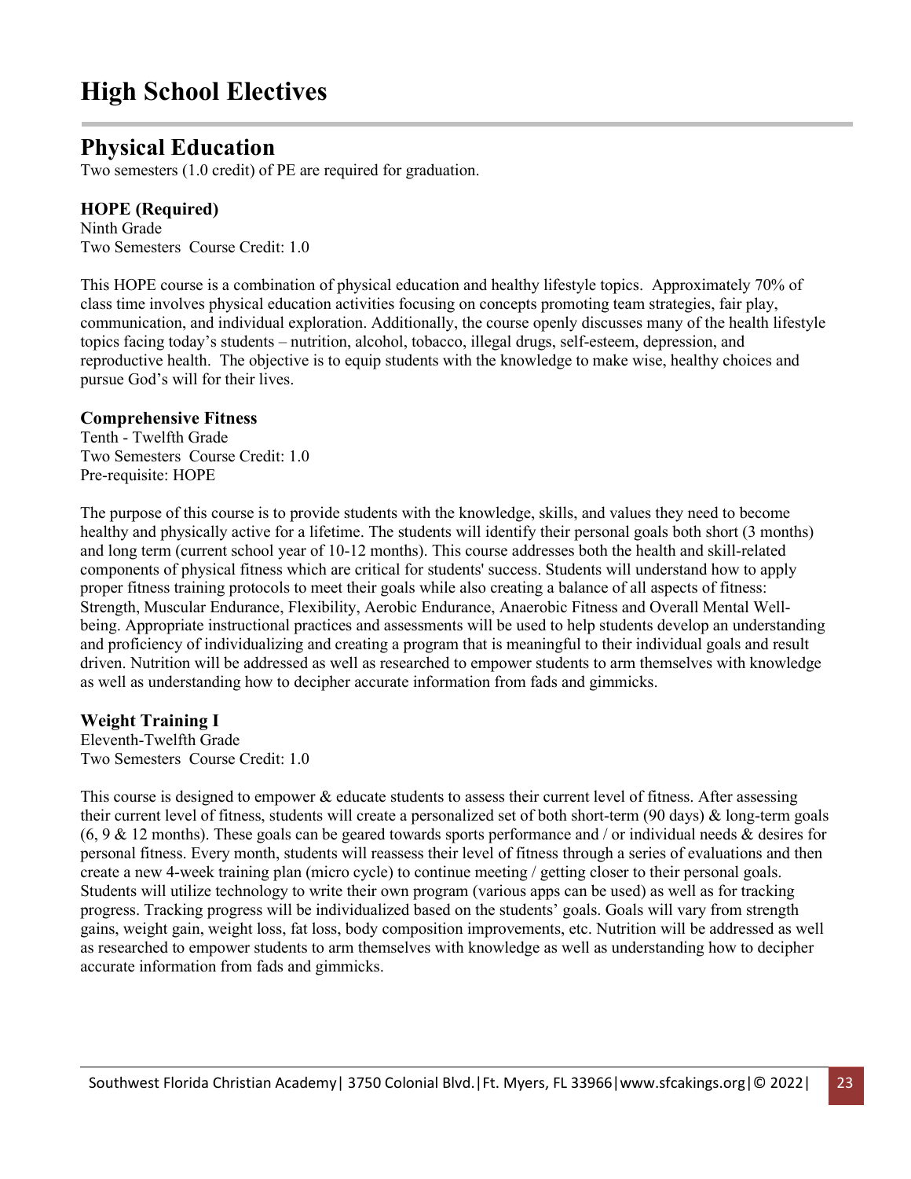# High School Electives

## Physical Education

Two semesters (1.0 credit) of PE are required for graduation.

### HOPE (Required)

Ninth Grade
Two Semesters Course Credit: 1.0

This HOPE course is a combination of physical education and healthy lifestyle topics. Approximately 70% of class time involves physical education activities focusing on concepts promoting team strategies, fair play, communication, and individual exploration. Additionally, the course openly discusses many of the health lifestyle topics facing today's students – nutrition, alcohol, tobacco, illegal drugs, self-esteem, depression, and reproductive health. The objective is to equip students with the knowledge to make wise, healthy choices and pursue God's will for their lives.

### Comprehensive Fitness

Tenth - Twelfth Grade
Two Semesters Course Credit: 1.0
Pre-requisite: HOPE

The purpose of this course is to provide students with the knowledge, skills, and values they need to become healthy and physically active for a lifetime. The students will identify their personal goals both short (3 months) and long term (current school year of 10-12 months). This course addresses both the health and skill-related components of physical fitness which are critical for students' success. Students will understand how to apply proper fitness training protocols to meet their goals while also creating a balance of all aspects of fitness: Strength, Muscular Endurance, Flexibility, Aerobic Endurance, Anaerobic Fitness and Overall Mental Well-being. Appropriate instructional practices and assessments will be used to help students develop an understanding and proficiency of individualizing and creating a program that is meaningful to their individual goals and result driven. Nutrition will be addressed as well as researched to empower students to arm themselves with knowledge as well as understanding how to decipher accurate information from fads and gimmicks.

### Weight Training I

Eleventh-Twelfth Grade
Two Semesters Course Credit: 1.0

This course is designed to empower & educate students to assess their current level of fitness. After assessing their current level of fitness, students will create a personalized set of both short-term (90 days) & long-term goals (6, 9 & 12 months). These goals can be geared towards sports performance and / or individual needs & desires for personal fitness. Every month, students will reassess their level of fitness through a series of evaluations and then create a new 4-week training plan (micro cycle) to continue meeting / getting closer to their personal goals. Students will utilize technology to write their own program (various apps can be used) as well as for tracking progress. Tracking progress will be individualized based on the students' goals. Goals will vary from strength gains, weight gain, weight loss, fat loss, body composition improvements, etc. Nutrition will be addressed as well as researched to empower students to arm themselves with knowledge as well as understanding how to decipher accurate information from fads and gimmicks.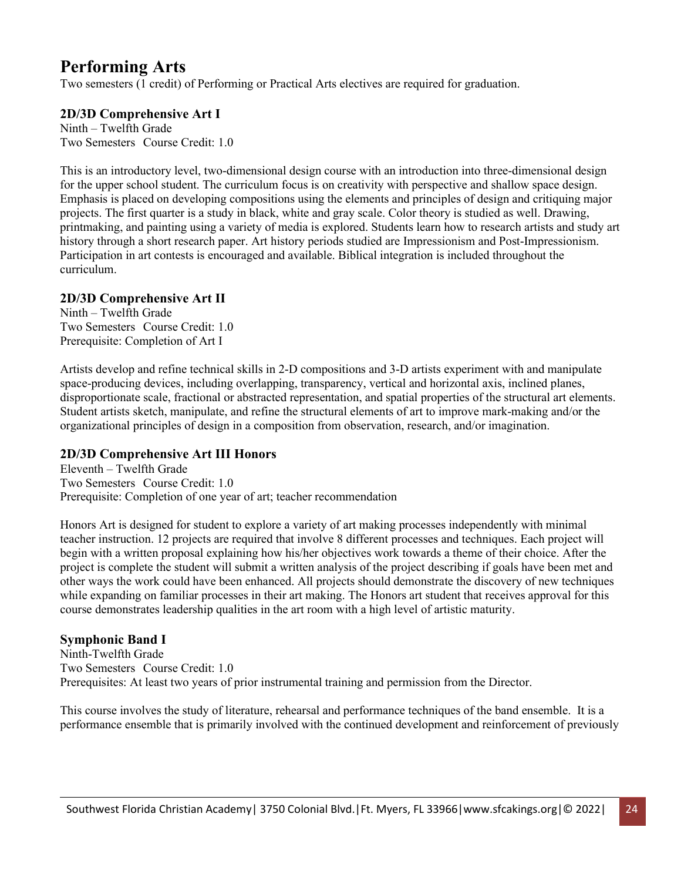# Performing Arts

Two semesters (1 credit) of Performing or Practical Arts electives are required for graduation.

### 2D/3D Comprehensive Art I

Ninth – Twelfth Grade
Two Semesters Course Credit: 1.0

This is an introductory level, two-dimensional design course with an introduction into three-dimensional design for the upper school student. The curriculum focus is on creativity with perspective and shallow space design. Emphasis is placed on developing compositions using the elements and principles of design and critiquing major projects. The first quarter is a study in black, white and gray scale. Color theory is studied as well. Drawing, printmaking, and painting using a variety of media is explored. Students learn how to research artists and study art history through a short research paper. Art history periods studied are Impressionism and Post-Impressionism. Participation in art contests is encouraged and available. Biblical integration is included throughout the curriculum.

### 2D/3D Comprehensive Art II

Ninth – Twelfth Grade
Two Semesters Course Credit: 1.0
Prerequisite: Completion of Art I

Artists develop and refine technical skills in 2-D compositions and 3-D artists experiment with and manipulate space-producing devices, including overlapping, transparency, vertical and horizontal axis, inclined planes, disproportionate scale, fractional or abstracted representation, and spatial properties of the structural art elements. Student artists sketch, manipulate, and refine the structural elements of art to improve mark-making and/or the organizational principles of design in a composition from observation, research, and/or imagination.

### 2D/3D Comprehensive Art III Honors

Eleventh – Twelfth Grade
Two Semesters Course Credit: 1.0
Prerequisite: Completion of one year of art; teacher recommendation

Honors Art is designed for student to explore a variety of art making processes independently with minimal teacher instruction. 12 projects are required that involve 8 different processes and techniques. Each project will begin with a written proposal explaining how his/her objectives work towards a theme of their choice. After the project is complete the student will submit a written analysis of the project describing if goals have been met and other ways the work could have been enhanced. All projects should demonstrate the discovery of new techniques while expanding on familiar processes in their art making. The Honors art student that receives approval for this course demonstrates leadership qualities in the art room with a high level of artistic maturity.

### Symphonic Band I

Ninth-Twelfth Grade
Two Semesters Course Credit: 1.0
Prerequisites: At least two years of prior instrumental training and permission from the Director.

This course involves the study of literature, rehearsal and performance techniques of the band ensemble. It is a performance ensemble that is primarily involved with the continued development and reinforcement of previously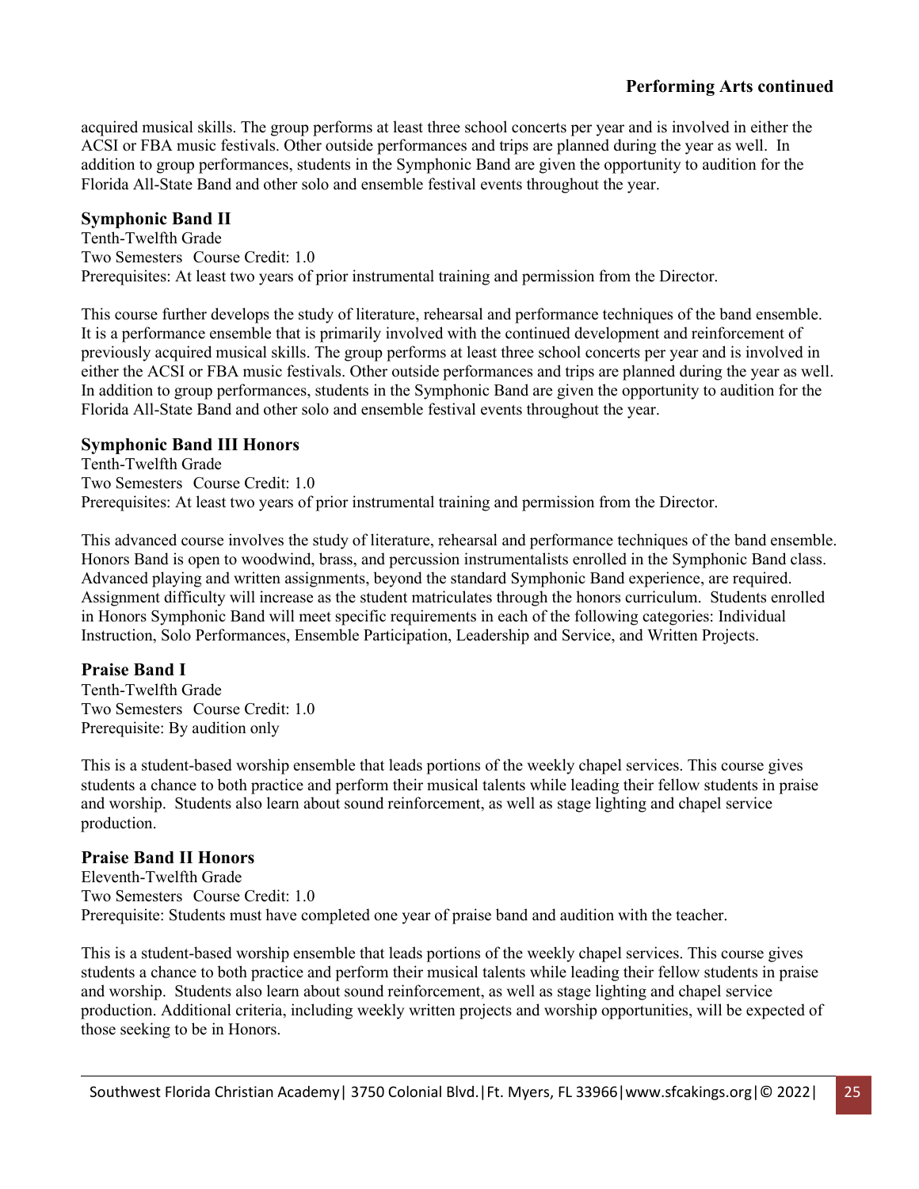acquired musical skills. The group performs at least three school concerts per year and is involved in either the ACSI or FBA music festivals. Other outside performances and trips are planned during the year as well. In addition to group performances, students in the Symphonic Band are given the opportunity to audition for the Florida All-State Band and other solo and ensemble festival events throughout the year.

### Symphonic Band II

Tenth-Twelfth Grade
Two Semesters Course Credit: 1.0
Prerequisites: At least two years of prior instrumental training and permission from the Director.

This course further develops the study of literature, rehearsal and performance techniques of the band ensemble. It is a performance ensemble that is primarily involved with the continued development and reinforcement of previously acquired musical skills. The group performs at least three school concerts per year and is involved in either the ACSI or FBA music festivals. Other outside performances and trips are planned during the year as well. In addition to group performances, students in the Symphonic Band are given the opportunity to audition for the Florida All-State Band and other solo and ensemble festival events throughout the year.

### Symphonic Band III Honors

Tenth-Twelfth Grade
Two Semesters Course Credit: 1.0
Prerequisites: At least two years of prior instrumental training and permission from the Director.

This advanced course involves the study of literature, rehearsal and performance techniques of the band ensemble. Honors Band is open to woodwind, brass, and percussion instrumentalists enrolled in the Symphonic Band class. Advanced playing and written assignments, beyond the standard Symphonic Band experience, are required. Assignment difficulty will increase as the student matriculates through the honors curriculum. Students enrolled in Honors Symphonic Band will meet specific requirements in each of the following categories: Individual Instruction, Solo Performances, Ensemble Participation, Leadership and Service, and Written Projects.

### Praise Band I

Tenth-Twelfth Grade
Two Semesters Course Credit: 1.0
Prerequisite: By audition only

This is a student-based worship ensemble that leads portions of the weekly chapel services. This course gives students a chance to both practice and perform their musical talents while leading their fellow students in praise and worship. Students also learn about sound reinforcement, as well as stage lighting and chapel service production.

### Praise Band II Honors

Eleventh-Twelfth Grade
Two Semesters Course Credit: 1.0
Prerequisite: Students must have completed one year of praise band and audition with the teacher.

This is a student-based worship ensemble that leads portions of the weekly chapel services. This course gives students a chance to both practice and perform their musical talents while leading their fellow students in praise and worship. Students also learn about sound reinforcement, as well as stage lighting and chapel service production. Additional criteria, including weekly written projects and worship opportunities, will be expected of those seeking to be in Honors.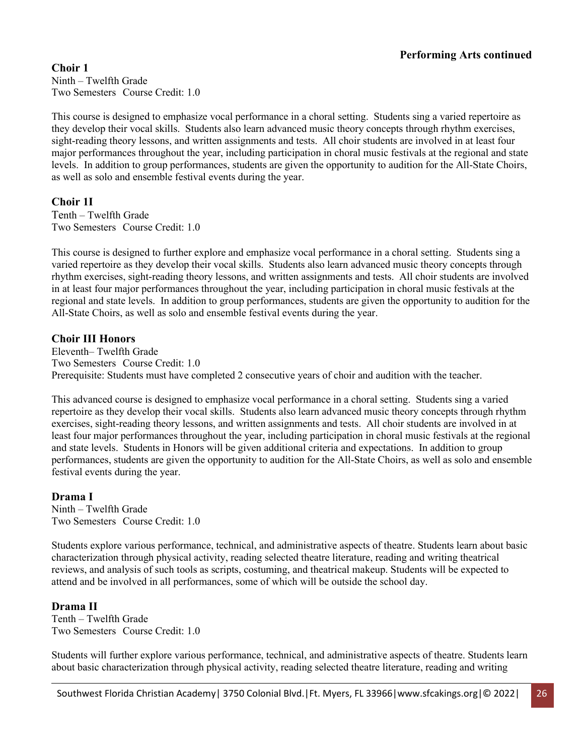**Performing Arts continued**

### Choir 1

Ninth – Twelfth Grade
Two Semesters Course Credit: 1.0

This course is designed to emphasize vocal performance in a choral setting. Students sing a varied repertoire as they develop their vocal skills. Students also learn advanced music theory concepts through rhythm exercises, sight-reading theory lessons, and written assignments and tests. All choir students are involved in at least four major performances throughout the year, including participation in choral music festivals at the regional and state levels. In addition to group performances, students are given the opportunity to audition for the All-State Choirs, as well as solo and ensemble festival events during the year.

### Choir 1I

Tenth – Twelfth Grade
Two Semesters Course Credit: 1.0

This course is designed to further explore and emphasize vocal performance in a choral setting. Students sing a varied repertoire as they develop their vocal skills. Students also learn advanced music theory concepts through rhythm exercises, sight-reading theory lessons, and written assignments and tests. All choir students are involved in at least four major performances throughout the year, including participation in choral music festivals at the regional and state levels. In addition to group performances, students are given the opportunity to audition for the All-State Choirs, as well as solo and ensemble festival events during the year.

### Choir III Honors

Eleventh– Twelfth Grade
Two Semesters Course Credit: 1.0
Prerequisite: Students must have completed 2 consecutive years of choir and audition with the teacher.

This advanced course is designed to emphasize vocal performance in a choral setting. Students sing a varied repertoire as they develop their vocal skills. Students also learn advanced music theory concepts through rhythm exercises, sight-reading theory lessons, and written assignments and tests. All choir students are involved in at least four major performances throughout the year, including participation in choral music festivals at the regional and state levels. Students in Honors will be given additional criteria and expectations. In addition to group performances, students are given the opportunity to audition for the All-State Choirs, as well as solo and ensemble festival events during the year.

### Drama I

Ninth – Twelfth Grade
Two Semesters Course Credit: 1.0

Students explore various performance, technical, and administrative aspects of theatre. Students learn about basic characterization through physical activity, reading selected theatre literature, reading and writing theatrical reviews, and analysis of such tools as scripts, costuming, and theatrical makeup. Students will be expected to attend and be involved in all performances, some of which will be outside the school day.

### Drama II

Tenth – Twelfth Grade
Two Semesters Course Credit: 1.0

Students will further explore various performance, technical, and administrative aspects of theatre. Students learn about basic characterization through physical activity, reading selected theatre literature, reading and writing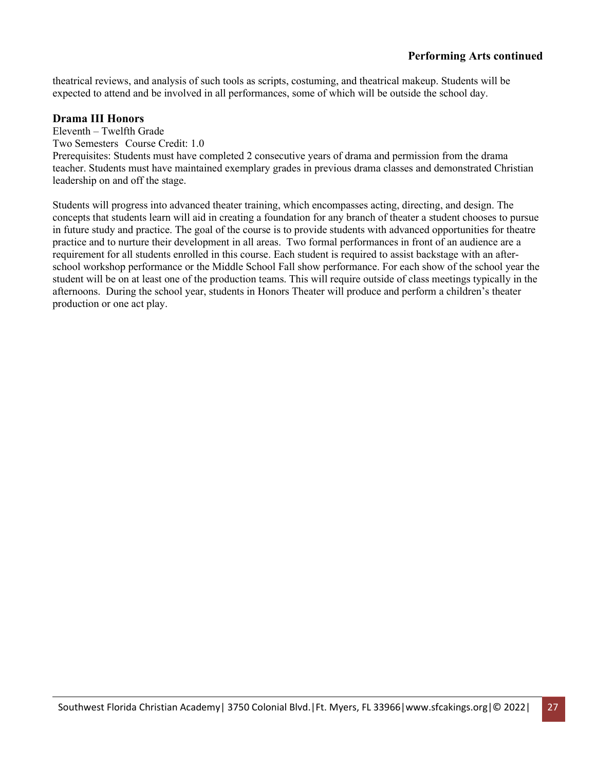theatrical reviews, and analysis of such tools as scripts, costuming, and theatrical makeup. Students will be expected to attend and be involved in all performances, some of which will be outside the school day.

### Drama III Honors

Eleventh – Twelfth Grade
Two Semesters Course Credit: 1.0
Prerequisites: Students must have completed 2 consecutive years of drama and permission from the drama teacher. Students must have maintained exemplary grades in previous drama classes and demonstrated Christian leadership on and off the stage.

Students will progress into advanced theater training, which encompasses acting, directing, and design. The concepts that students learn will aid in creating a foundation for any branch of theater a student chooses to pursue in future study and practice. The goal of the course is to provide students with advanced opportunities for theatre practice and to nurture their development in all areas. Two formal performances in front of an audience are a requirement for all students enrolled in this course. Each student is required to assist backstage with an after-school workshop performance or the Middle School Fall show performance. For each show of the school year the student will be on at least one of the production teams. This will require outside of class meetings typically in the afternoons. During the school year, students in Honors Theater will produce and perform a children's theater production or one act play.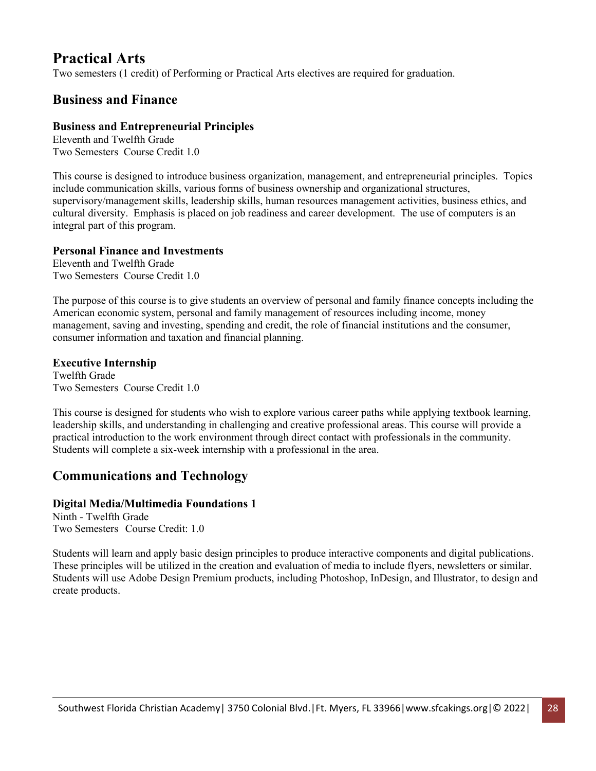# Practical Arts

Two semesters (1 credit) of Performing or Practical Arts electives are required for graduation.

## Business and Finance

### Business and Entrepreneurial Principles

Eleventh and Twelfth Grade
Two Semesters  Course Credit 1.0

This course is designed to introduce business organization, management, and entrepreneurial principles. Topics include communication skills, various forms of business ownership and organizational structures, supervisory/management skills, leadership skills, human resources management activities, business ethics, and cultural diversity. Emphasis is placed on job readiness and career development. The use of computers is an integral part of this program.

### Personal Finance and Investments

Eleventh and Twelfth Grade
Two Semesters  Course Credit 1.0

The purpose of this course is to give students an overview of personal and family finance concepts including the American economic system, personal and family management of resources including income, money management, saving and investing, spending and credit, the role of financial institutions and the consumer, consumer information and taxation and financial planning.

### Executive Internship

Twelfth Grade
Two Semesters  Course Credit 1.0

This course is designed for students who wish to explore various career paths while applying textbook learning, leadership skills, and understanding in challenging and creative professional areas. This course will provide a practical introduction to the work environment through direct contact with professionals in the community. Students will complete a six-week internship with a professional in the area.

## Communications and Technology

### Digital Media/Multimedia Foundations 1

Ninth - Twelfth Grade
Two Semesters  Course Credit: 1.0

Students will learn and apply basic design principles to produce interactive components and digital publications. These principles will be utilized in the creation and evaluation of media to include flyers, newsletters or similar. Students will use Adobe Design Premium products, including Photoshop, InDesign, and Illustrator, to design and create products.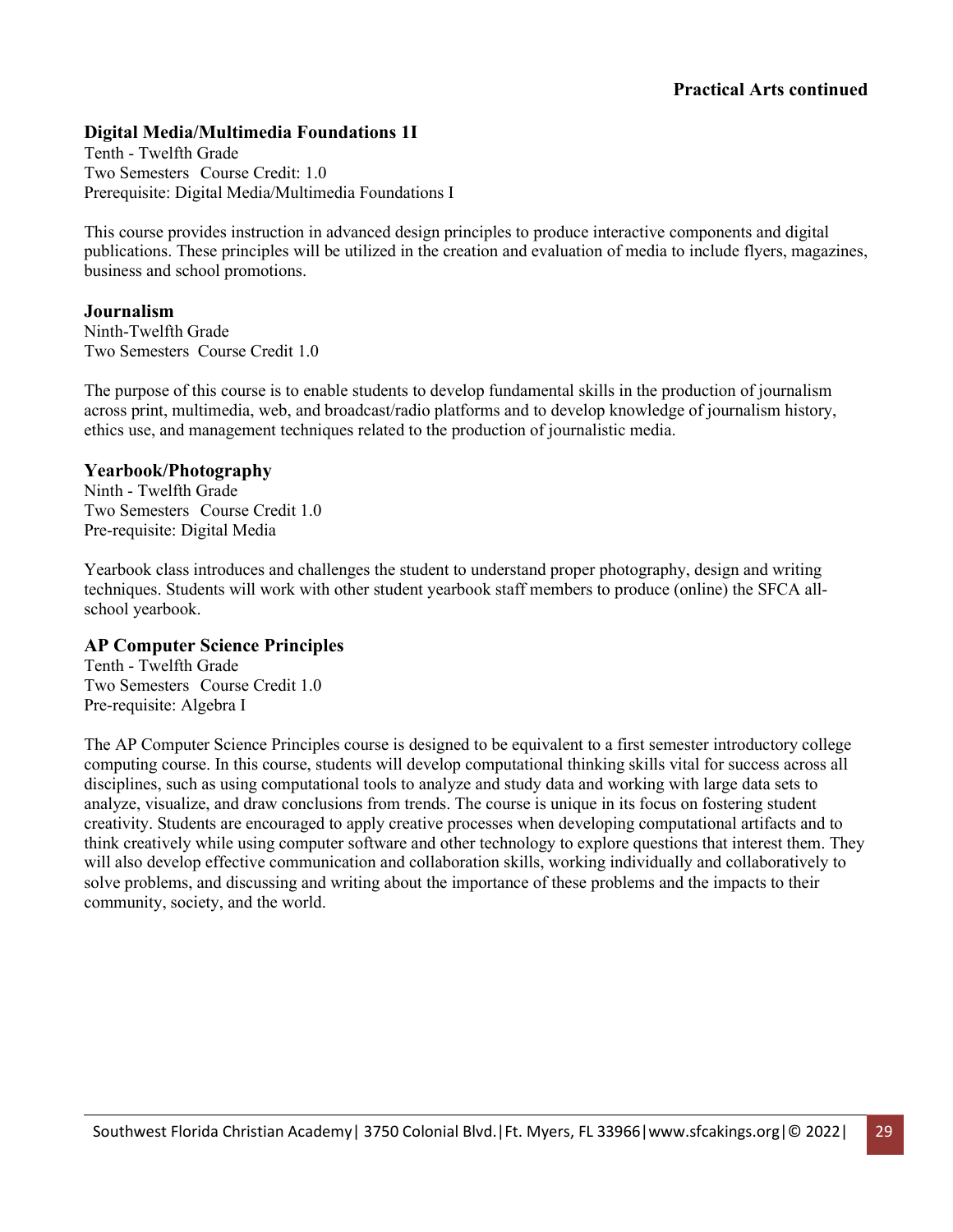**Practical Arts continued**

### Digital Media/Multimedia Foundations 1I

Tenth - Twelfth Grade
Two Semesters Course Credit: 1.0
Prerequisite: Digital Media/Multimedia Foundations I

This course provides instruction in advanced design principles to produce interactive components and digital publications. These principles will be utilized in the creation and evaluation of media to include flyers, magazines, business and school promotions.

### Journalism

Ninth-Twelfth Grade
Two Semesters Course Credit 1.0

The purpose of this course is to enable students to develop fundamental skills in the production of journalism across print, multimedia, web, and broadcast/radio platforms and to develop knowledge of journalism history, ethics use, and management techniques related to the production of journalistic media.

### Yearbook/Photography

Ninth - Twelfth Grade
Two Semesters Course Credit 1.0
Pre-requisite: Digital Media

Yearbook class introduces and challenges the student to understand proper photography, design and writing techniques. Students will work with other student yearbook staff members to produce (online) the SFCA all-school yearbook.

### AP Computer Science Principles

Tenth - Twelfth Grade
Two Semesters Course Credit 1.0
Pre-requisite: Algebra I

The AP Computer Science Principles course is designed to be equivalent to a first semester introductory college computing course. In this course, students will develop computational thinking skills vital for success across all disciplines, such as using computational tools to analyze and study data and working with large data sets to analyze, visualize, and draw conclusions from trends. The course is unique in its focus on fostering student creativity. Students are encouraged to apply creative processes when developing computational artifacts and to think creatively while using computer software and other technology to explore questions that interest them. They will also develop effective communication and collaboration skills, working individually and collaboratively to solve problems, and discussing and writing about the importance of these problems and the impacts to their community, society, and the world.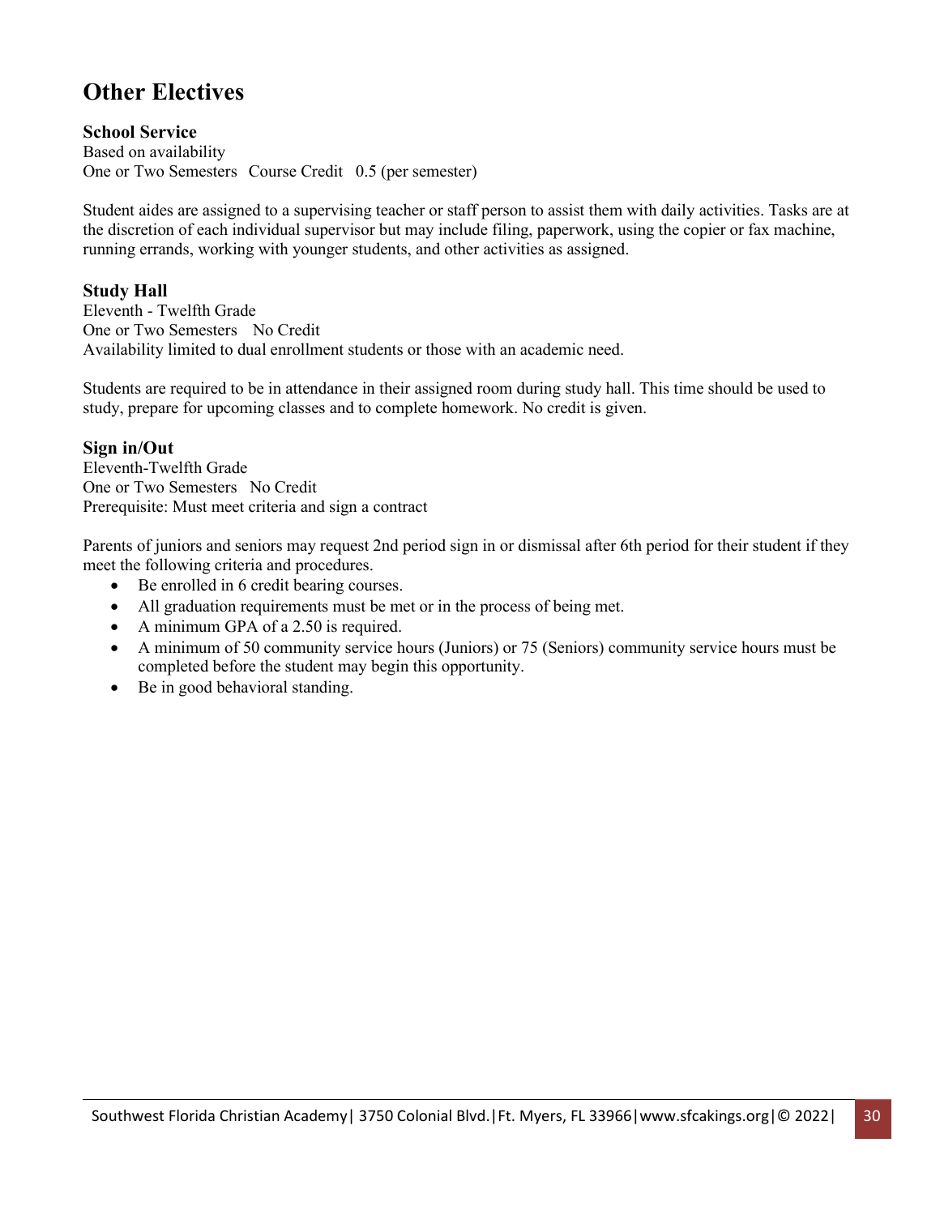## Other Electives

**School Service**
Based on availability
One or Two Semesters Course Credit 0.5 (per semester)

Student aides are assigned to a supervising teacher or staff person to assist them with daily activities. Tasks are at the discretion of each individual supervisor but may include filing, paperwork, using the copier or fax machine, running errands, working with younger students, and other activities as assigned.

**Study Hall**
Eleventh - Twelfth Grade
One or Two Semesters No Credit
Availability limited to dual enrollment students or those with an academic need.

Students are required to be in attendance in their assigned room during study hall. This time should be used to study, prepare for upcoming classes and to complete homework. No credit is given.

**Sign in/Out**
Eleventh-Twelfth Grade
One or Two Semesters No Credit
Prerequisite: Must meet criteria and sign a contract

Parents of juniors and seniors may request 2nd period sign in or dismissal after 6th period for their student if they meet the following criteria and procedures.

- Be enrolled in 6 credit bearing courses.
- All graduation requirements must be met or in the process of being met.
- A minimum GPA of a 2.50 is required.
- A minimum of 50 community service hours (Juniors) or 75 (Seniors) community service hours must be completed before the student may begin this opportunity.
- Be in good behavioral standing.